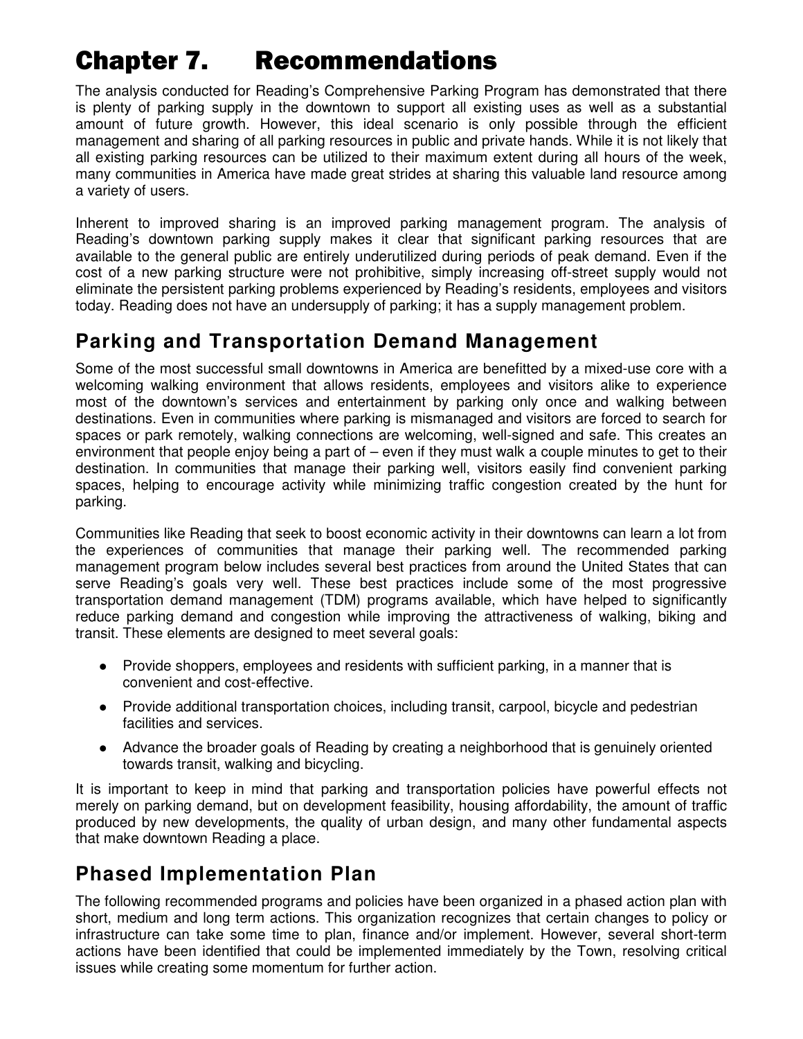# Chapter 7. Recommendations

The analysis conducted for Reading's Comprehensive Parking Program has demonstrated that there is plenty of parking supply in the downtown to support all existing uses as well as a substantial amount of future growth. However, this ideal scenario is only possible through the efficient management and sharing of all parking resources in public and private hands. While it is not likely that all existing parking resources can be utilized to their maximum extent during all hours of the week, many communities in America have made great strides at sharing this valuable land resource among a variety of users.

Inherent to improved sharing is an improved parking management program. The analysis of Reading's downtown parking supply makes it clear that significant parking resources that are available to the general public are entirely underutilized during periods of peak demand. Even if the cost of a new parking structure were not prohibitive, simply increasing off-street supply would not eliminate the persistent parking problems experienced by Reading's residents, employees and visitors today. Reading does not have an undersupply of parking; it has a supply management problem.

## Parking and Transportation Demand Management

Some of the most successful small downtowns in America are benefitted by a mixed-use core with a welcoming walking environment that allows residents, employees and visitors alike to experience most of the downtown's services and entertainment by parking only once and walking between destinations. Even in communities where parking is mismanaged and visitors are forced to search for spaces or park remotely, walking connections are welcoming, well-signed and safe. This creates an environment that people enjoy being a part of – even if they must walk a couple minutes to get to their destination. In communities that manage their parking well, visitors easily find convenient parking spaces, helping to encourage activity while minimizing traffic congestion created by the hunt for parking.

Communities like Reading that seek to boost economic activity in their downtowns can learn a lot from the experiences of communities that manage their parking well. The recommended parking management program below includes several best practices from around the United States that can serve Reading's goals very well. These best practices include some of the most progressive transportation demand management (TDM) programs available, which have helped to significantly reduce parking demand and congestion while improving the attractiveness of walking, biking and transit. These elements are designed to meet several goals:

- Provide shoppers, employees and residents with sufficient parking, in a manner that is convenient and cost-effective.
- Provide additional transportation choices, including transit, carpool, bicycle and pedestrian facilities and services.
- Advance the broader goals of Reading by creating a neighborhood that is genuinely oriented towards transit, walking and bicycling.

It is important to keep in mind that parking and transportation policies have powerful effects not merely on parking demand, but on development feasibility, housing affordability, the amount of traffic produced by new developments, the quality of urban design, and many other fundamental aspects that make downtown Reading a place.

## Phased Implementation Plan

The following recommended programs and policies have been organized in a phased action plan with short, medium and long term actions. This organization recognizes that certain changes to policy or infrastructure can take some time to plan, finance and/or implement. However, several short-term actions have been identified that could be implemented immediately by the Town, resolving critical issues while creating some momentum for further action.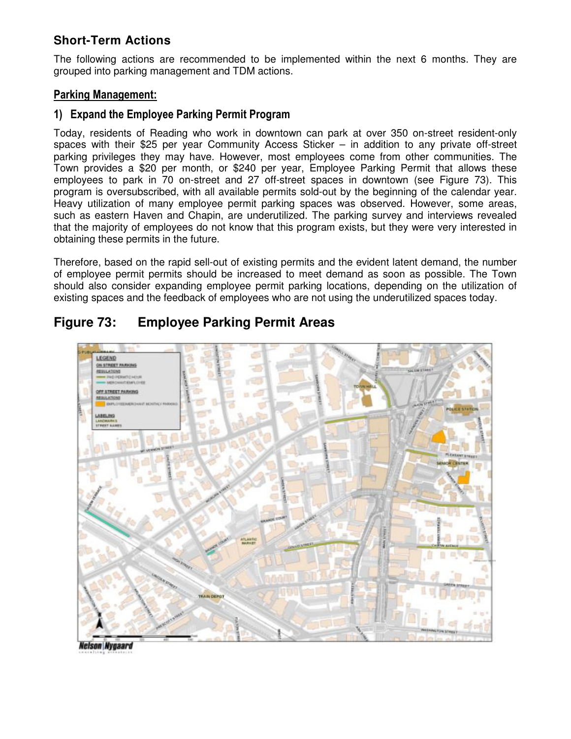## Short-Term Actions

The following actions are recommended to be implemented within the next 6 months. They are grouped into parking management and TDM actions.

### Parking Management:

#### 1) Expand the Employee Parking Permit Program

Today, residents of Reading who work in downtown can park at over 350 on-street resident-only spaces with their $25 per year Community Access Sticker – in addition to any private off-street parking privileges they may have. However, most employees come from other communities. The Town provides a $20 per month, or $240 per year, Employee Parking Permit that allows these employees to park in 70 on-street and 27 off-street spaces in downtown (see Figure 73). This program is oversubscribed, with all available permits sold-out by the beginning of the calendar year. Heavy utilization of many employee permit parking spaces was observed. However, some areas, such as eastern Haven and Chapin, are underutilized. The parking survey and interviews revealed that the majority of employees do not know that this program exists, but they were very interested in obtaining these permits in the future.

Therefore, based on the rapid sell-out of existing permits and the evident latent demand, the number of employee permit permits should be increased to meet demand as soon as possible. The Town should also consider expanding employee permit parking locations, depending on the utilization of existing spaces and the feedback of employees who are not using the underutilized spaces today.

## Figure 73: Employee Parking Permit Areas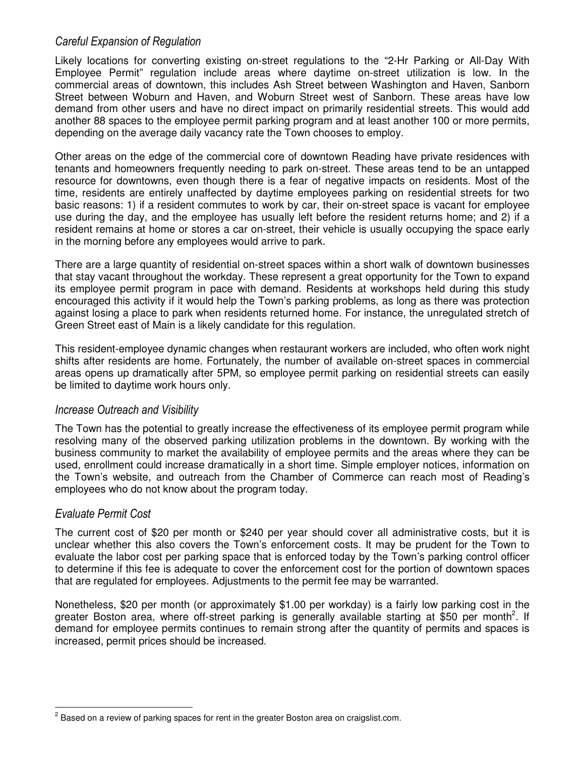### *Careful Expansion of Regulation*

Likely locations for converting existing on-street regulations to the "2-Hr Parking or All-Day With Employee Permit" regulation include areas where daytime on-street utilization is low. In the commercial areas of downtown, this includes Ash Street between Washington and Haven, Sanborn Street between Woburn and Haven, and Woburn Street west of Sanborn. These areas have low demand from other users and have no direct impact on primarily residential streets. This would add another 88 spaces to the employee permit parking program and at least another 100 or more permits, depending on the average daily vacancy rate the Town chooses to employ.

Other areas on the edge of the commercial core of downtown Reading have private residences with tenants and homeowners frequently needing to park on-street. These areas tend to be an untapped resource for downtowns, even though there is a fear of negative impacts on residents. Most of the time, residents are entirely unaffected by daytime employees parking on residential streets for two basic reasons: 1) if a resident commutes to work by car, their on-street space is vacant for employee use during the day, and the employee has usually left before the resident returns home; and 2) if a resident remains at home or stores a car on-street, their vehicle is usually occupying the space early in the morning before any employees would arrive to park.

There are a large quantity of residential on-street spaces within a short walk of downtown businesses that stay vacant throughout the workday. These represent a great opportunity for the Town to expand its employee permit program in pace with demand. Residents at workshops held during this study encouraged this activity if it would help the Town's parking problems, as long as there was protection against losing a place to park when residents returned home. For instance, the unregulated stretch of Green Street east of Main is a likely candidate for this regulation.

This resident-employee dynamic changes when restaurant workers are included, who often work night shifts after residents are home. Fortunately, the number of available on-street spaces in commercial areas opens up dramatically after 5PM, so employee permit parking on residential streets can easily be limited to daytime work hours only.

### *Increase Outreach and Visibility*

The Town has the potential to greatly increase the effectiveness of its employee permit program while resolving many of the observed parking utilization problems in the downtown. By working with the business community to market the availability of employee permits and the areas where they can be used, enrollment could increase dramatically in a short time. Simple employer notices, information on the Town's website, and outreach from the Chamber of Commerce can reach most of Reading's employees who do not know about the program today.

### *Evaluate Permit Cost*

The current cost of $20 per month or $240 per year should cover all administrative costs, but it is unclear whether this also covers the Town's enforcement costs. It may be prudent for the Town to evaluate the labor cost per parking space that is enforced today by the Town's parking control officer to determine if this fee is adequate to cover the enforcement cost for the portion of downtown spaces that are regulated for employees. Adjustments to the permit fee may be warranted.

Nonetheless, $20 per month (or approximately $1.00 per workday) is a fairly low parking cost in the greater Boston area, where off-street parking is generally available starting at $50 per month[2]. If demand for employee permits continues to remain strong after the quantity of permits and spaces is increased, permit prices should be increased.

---

[2] Based on a review of parking spaces for rent in the greater Boston area on craigslist.com.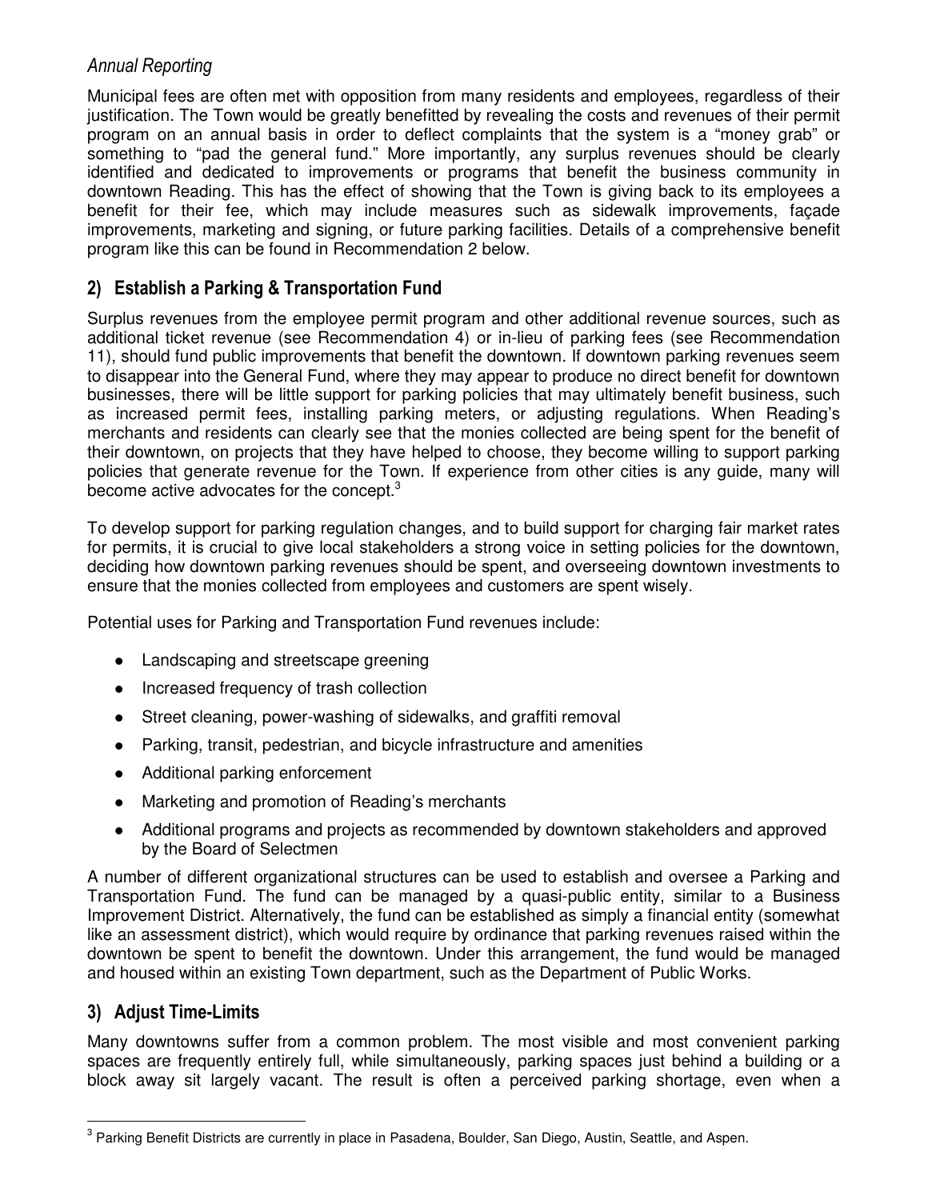### *Annual Reporting*

Municipal fees are often met with opposition from many residents and employees, regardless of their justification. The Town would be greatly benefitted by revealing the costs and revenues of their permit program on an annual basis in order to deflect complaints that the system is a "money grab" or something to "pad the general fund." More importantly, any surplus revenues should be clearly identified and dedicated to improvements or programs that benefit the business community in downtown Reading. This has the effect of showing that the Town is giving back to its employees a benefit for their fee, which may include measures such as sidewalk improvements, façade improvements, marketing and signing, or future parking facilities. Details of a comprehensive benefit program like this can be found in Recommendation 2 below.

## 2) Establish a Parking & Transportation Fund

Surplus revenues from the employee permit program and other additional revenue sources, such as additional ticket revenue (see Recommendation 4) or in-lieu of parking fees (see Recommendation 11), should fund public improvements that benefit the downtown. If downtown parking revenues seem to disappear into the General Fund, where they may appear to produce no direct benefit for downtown businesses, there will be little support for parking policies that may ultimately benefit business, such as increased permit fees, installing parking meters, or adjusting regulations. When Reading's merchants and residents can clearly see that the monies collected are being spent for the benefit of their downtown, on projects that they have helped to choose, they become willing to support parking policies that generate revenue for the Town. If experience from other cities is any guide, many will become active advocates for the concept.[3]

To develop support for parking regulation changes, and to build support for charging fair market rates for permits, it is crucial to give local stakeholders a strong voice in setting policies for the downtown, deciding how downtown parking revenues should be spent, and overseeing downtown investments to ensure that the monies collected from employees and customers are spent wisely.

Potential uses for Parking and Transportation Fund revenues include:

- Landscaping and streetscape greening
- Increased frequency of trash collection
- Street cleaning, power-washing of sidewalks, and graffiti removal
- Parking, transit, pedestrian, and bicycle infrastructure and amenities
- Additional parking enforcement
- Marketing and promotion of Reading's merchants
- Additional programs and projects as recommended by downtown stakeholders and approved by the Board of Selectmen

A number of different organizational structures can be used to establish and oversee a Parking and Transportation Fund. The fund can be managed by a quasi-public entity, similar to a Business Improvement District. Alternatively, the fund can be established as simply a financial entity (somewhat like an assessment district), which would require by ordinance that parking revenues raised within the downtown be spent to benefit the downtown. Under this arrangement, the fund would be managed and housed within an existing Town department, such as the Department of Public Works.

## 3) Adjust Time-Limits

Many downtowns suffer from a common problem. The most visible and most convenient parking spaces are frequently entirely full, while simultaneously, parking spaces just behind a building or a block away sit largely vacant. The result is often a perceived parking shortage, even when a

[3] Parking Benefit Districts are currently in place in Pasadena, Boulder, San Diego, Austin, Seattle, and Aspen.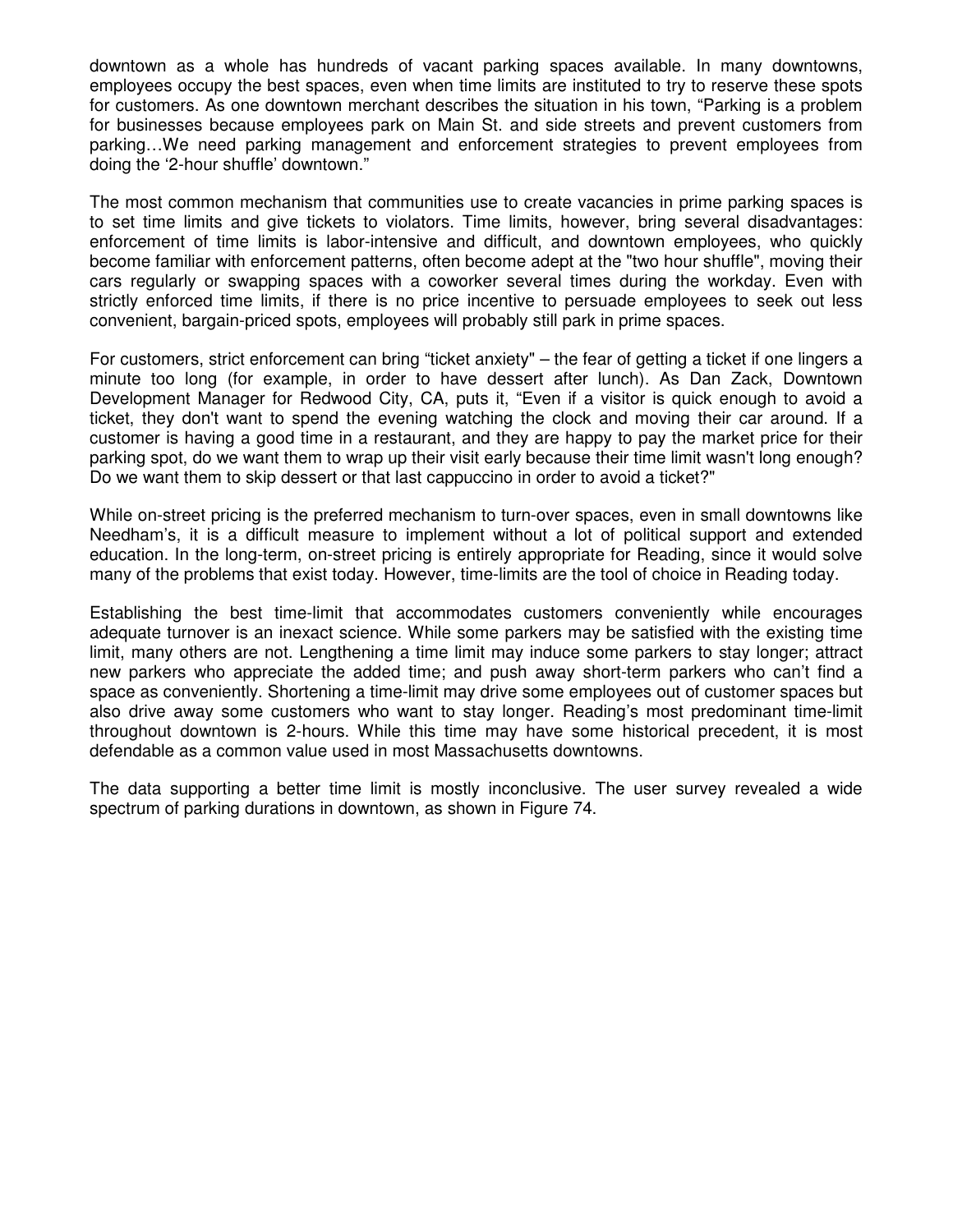downtown as a whole has hundreds of vacant parking spaces available. In many downtowns, employees occupy the best spaces, even when time limits are instituted to try to reserve these spots for customers. As one downtown merchant describes the situation in his town, "Parking is a problem for businesses because employees park on Main St. and side streets and prevent customers from parking…We need parking management and enforcement strategies to prevent employees from doing the '2-hour shuffle' downtown."

The most common mechanism that communities use to create vacancies in prime parking spaces is to set time limits and give tickets to violators. Time limits, however, bring several disadvantages: enforcement of time limits is labor-intensive and difficult, and downtown employees, who quickly become familiar with enforcement patterns, often become adept at the "two hour shuffle", moving their cars regularly or swapping spaces with a coworker several times during the workday. Even with strictly enforced time limits, if there is no price incentive to persuade employees to seek out less convenient, bargain-priced spots, employees will probably still park in prime spaces.

For customers, strict enforcement can bring "ticket anxiety" – the fear of getting a ticket if one lingers a minute too long (for example, in order to have dessert after lunch). As Dan Zack, Downtown Development Manager for Redwood City, CA, puts it, "Even if a visitor is quick enough to avoid a ticket, they don't want to spend the evening watching the clock and moving their car around. If a customer is having a good time in a restaurant, and they are happy to pay the market price for their parking spot, do we want them to wrap up their visit early because their time limit wasn't long enough? Do we want them to skip dessert or that last cappuccino in order to avoid a ticket?"

While on-street pricing is the preferred mechanism to turn-over spaces, even in small downtowns like Needham's, it is a difficult measure to implement without a lot of political support and extended education. In the long-term, on-street pricing is entirely appropriate for Reading, since it would solve many of the problems that exist today. However, time-limits are the tool of choice in Reading today.

Establishing the best time-limit that accommodates customers conveniently while encourages adequate turnover is an inexact science. While some parkers may be satisfied with the existing time limit, many others are not. Lengthening a time limit may induce some parkers to stay longer; attract new parkers who appreciate the added time; and push away short-term parkers who can't find a space as conveniently. Shortening a time-limit may drive some employees out of customer spaces but also drive away some customers who want to stay longer. Reading's most predominant time-limit throughout downtown is 2-hours. While this time may have some historical precedent, it is most defendable as a common value used in most Massachusetts downtowns.

The data supporting a better time limit is mostly inconclusive. The user survey revealed a wide spectrum of parking durations in downtown, as shown in Figure 74.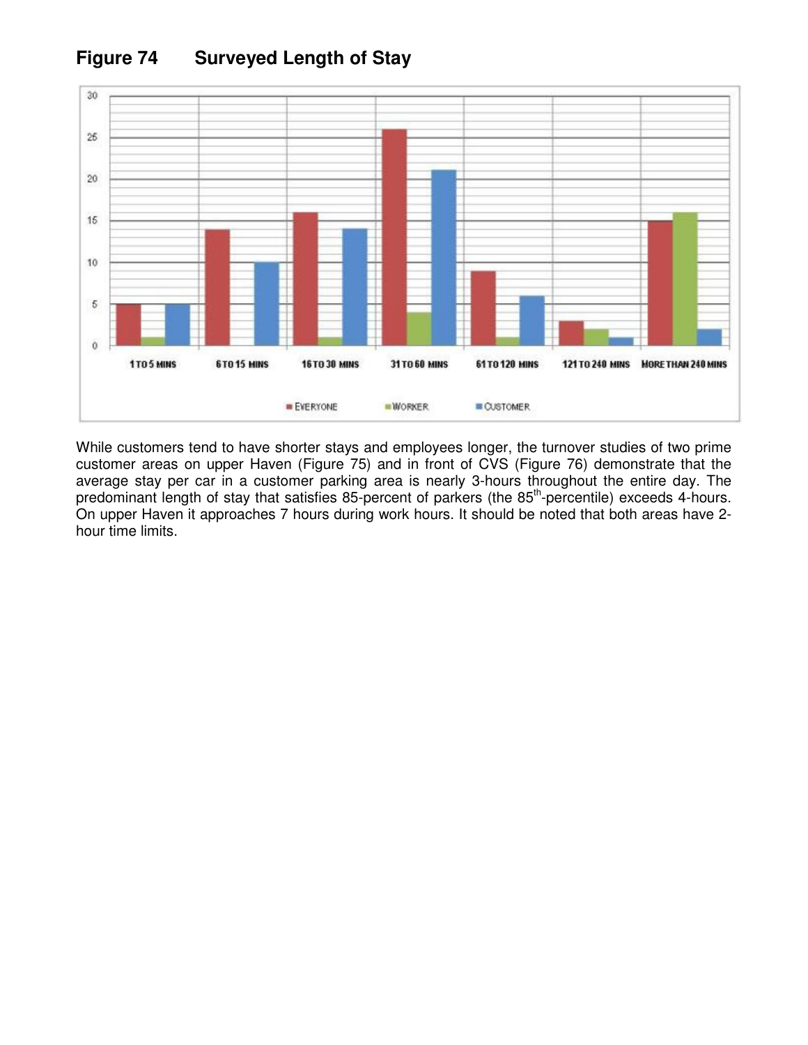## Figure 74 Surveyed Length of Stay

While customers tend to have shorter stays and employees longer, the turnover studies of two prime customer areas on upper Haven (Figure 75) and in front of CVS (Figure 76) demonstrate that the average stay per car in a customer parking area is nearly 3-hours throughout the entire day. The predominant length of stay that satisfies 85-percent of parkers (the 85th-percentile) exceeds 4-hours. On upper Haven it approaches 7 hours during work hours. It should be noted that both areas have 2-hour time limits.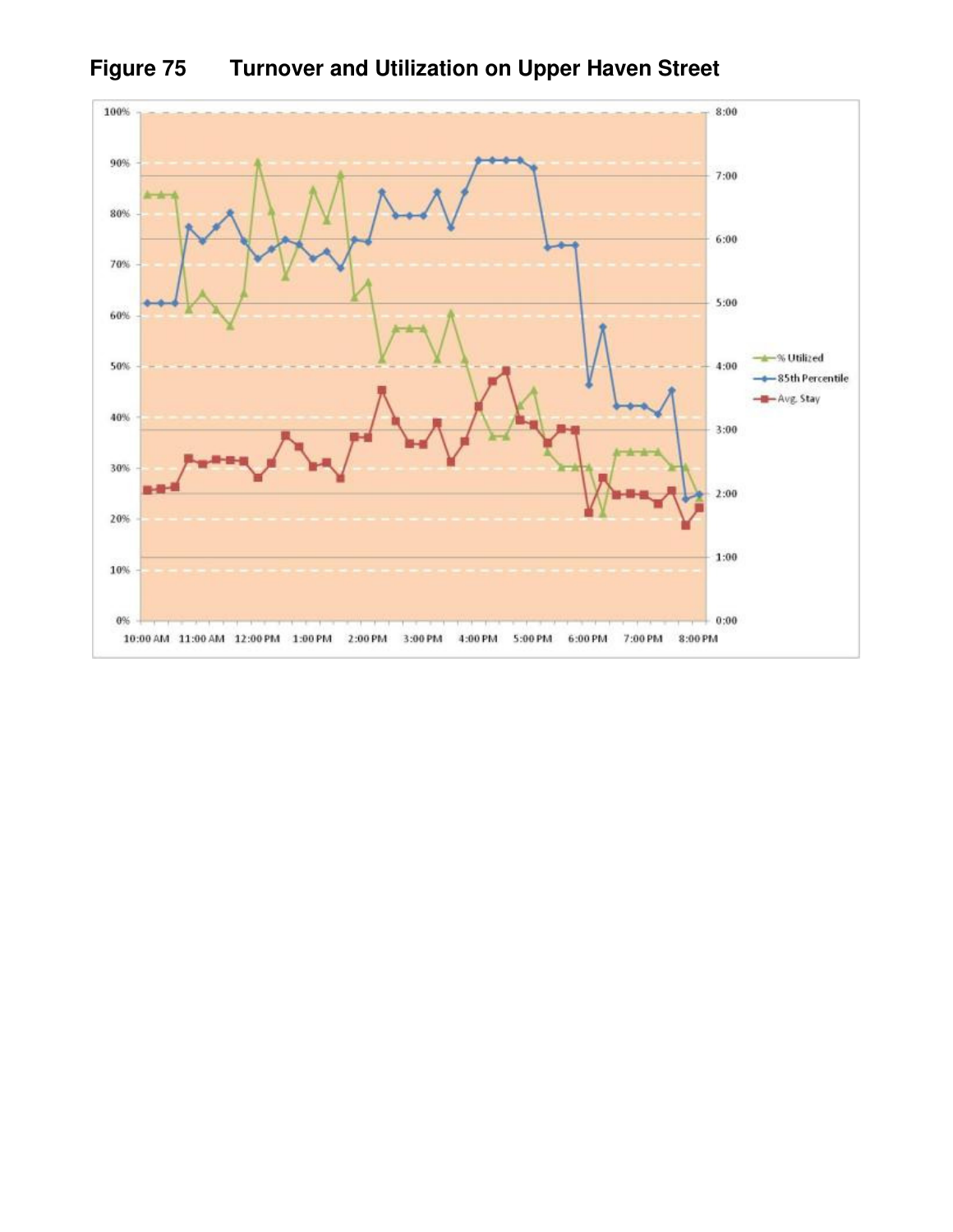**Figure 75 Turnover and Utilization on Upper Haven Street**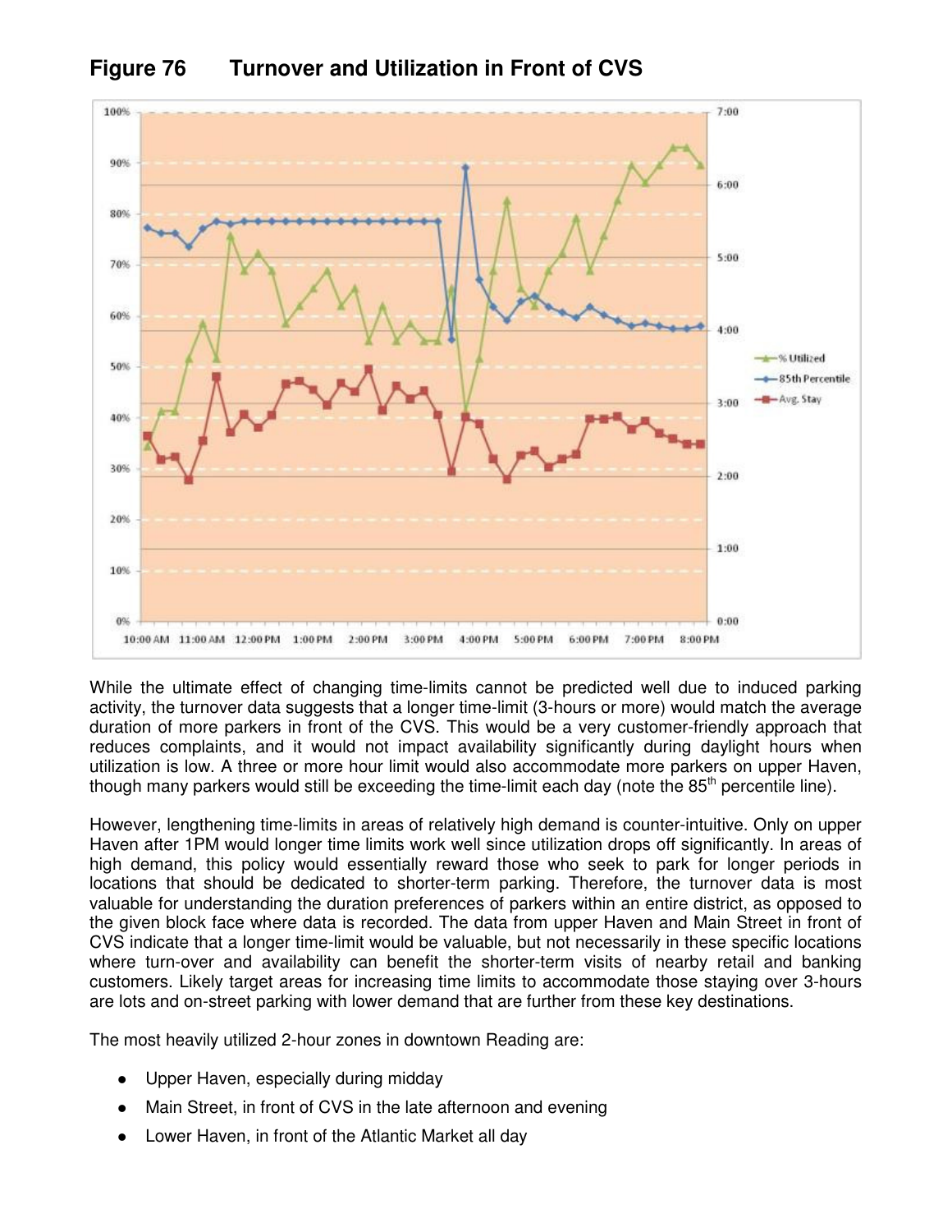**Figure 76 Turnover and Utilization in Front of CVS**

While the ultimate effect of changing time-limits cannot be predicted well due to induced parking activity, the turnover data suggests that a longer time-limit (3-hours or more) would match the average duration of more parkers in front of the CVS. This would be a very customer-friendly approach that reduces complaints, and it would not impact availability significantly during daylight hours when utilization is low. A three or more hour limit would also accommodate more parkers on upper Haven, though many parkers would still be exceeding the time-limit each day (note the 85th percentile line).

However, lengthening time-limits in areas of relatively high demand is counter-intuitive. Only on upper Haven after 1PM would longer time limits work well since utilization drops off significantly. In areas of high demand, this policy would essentially reward those who seek to park for longer periods in locations that should be dedicated to shorter-term parking. Therefore, the turnover data is most valuable for understanding the duration preferences of parkers within an entire district, as opposed to the given block face where data is recorded. The data from upper Haven and Main Street in front of CVS indicate that a longer time-limit would be valuable, but not necessarily in these specific locations where turn-over and availability can benefit the shorter-term visits of nearby retail and banking customers. Likely target areas for increasing time limits to accommodate those staying over 3-hours are lots and on-street parking with lower demand that are further from these key destinations.

The most heavily utilized 2-hour zones in downtown Reading are:

- Upper Haven, especially during midday
- Main Street, in front of CVS in the late afternoon and evening
- Lower Haven, in front of the Atlantic Market all day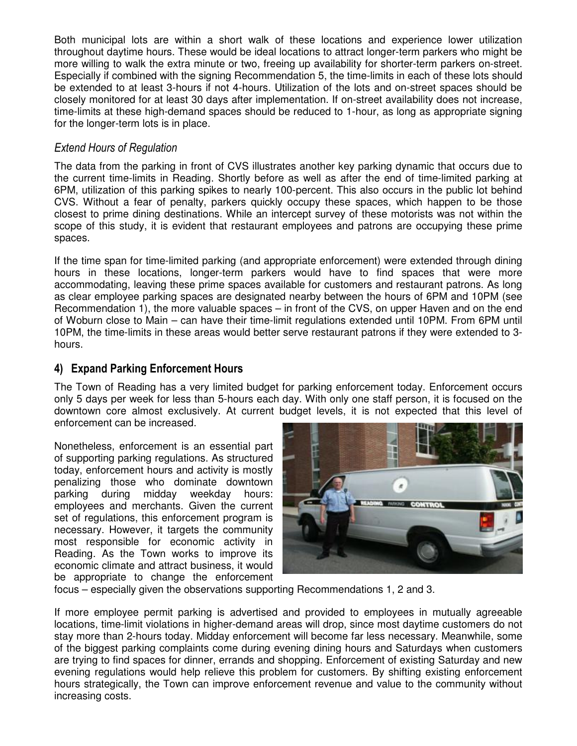Both municipal lots are within a short walk of these locations and experience lower utilization throughout daytime hours. These would be ideal locations to attract longer-term parkers who might be more willing to walk the extra minute or two, freeing up availability for shorter-term parkers on-street. Especially if combined with the signing Recommendation 5, the time-limits in each of these lots should be extended to at least 3-hours if not 4-hours. Utilization of the lots and on-street spaces should be closely monitored for at least 30 days after implementation. If on-street availability does not increase, time-limits at these high-demand spaces should be reduced to 1-hour, as long as appropriate signing for the longer-term lots is in place.

### *Extend Hours of Regulation*

The data from the parking in front of CVS illustrates another key parking dynamic that occurs due to the current time-limits in Reading. Shortly before as well as after the end of time-limited parking at 6PM, utilization of this parking spikes to nearly 100-percent. This also occurs in the public lot behind CVS. Without a fear of penalty, parkers quickly occupy these spaces, which happen to be those closest to prime dining destinations. While an intercept survey of these motorists was not within the scope of this study, it is evident that restaurant employees and patrons are occupying these prime spaces.

If the time span for time-limited parking (and appropriate enforcement) were extended through dining hours in these locations, longer-term parkers would have to find spaces that were more accommodating, leaving these prime spaces available for customers and restaurant patrons. As long as clear employee parking spaces are designated nearby between the hours of 6PM and 10PM (see Recommendation 1), the more valuable spaces – in front of the CVS, on upper Haven and on the end of Woburn close to Main – can have their time-limit regulations extended until 10PM. From 6PM until 10PM, the time-limits in these areas would better serve restaurant patrons if they were extended to 3-hours.

## 4) Expand Parking Enforcement Hours

The Town of Reading has a very limited budget for parking enforcement today. Enforcement occurs only 5 days per week for less than 5-hours each day. With only one staff person, it is focused on the downtown core almost exclusively. At current budget levels, it is not expected that this level of enforcement can be increased.

Nonetheless, enforcement is an essential part of supporting parking regulations. As structured today, enforcement hours and activity is mostly penalizing those who dominate downtown parking during midday weekday hours: employees and merchants. Given the current set of regulations, this enforcement program is necessary. However, it targets the community most responsible for economic activity in Reading. As the Town works to improve its economic climate and attract business, it would be appropriate to change the enforcement focus – especially given the observations supporting Recommendations 1, 2 and 3.

If more employee permit parking is advertised and provided to employees in mutually agreeable locations, time-limit violations in higher-demand areas will drop, since most daytime customers do not stay more than 2-hours today. Midday enforcement will become far less necessary. Meanwhile, some of the biggest parking complaints come during evening dining hours and Saturdays when customers are trying to find spaces for dinner, errands and shopping. Enforcement of existing Saturday and new evening regulations would help relieve this problem for customers. By shifting existing enforcement hours strategically, the Town can improve enforcement revenue and value to the community without increasing costs.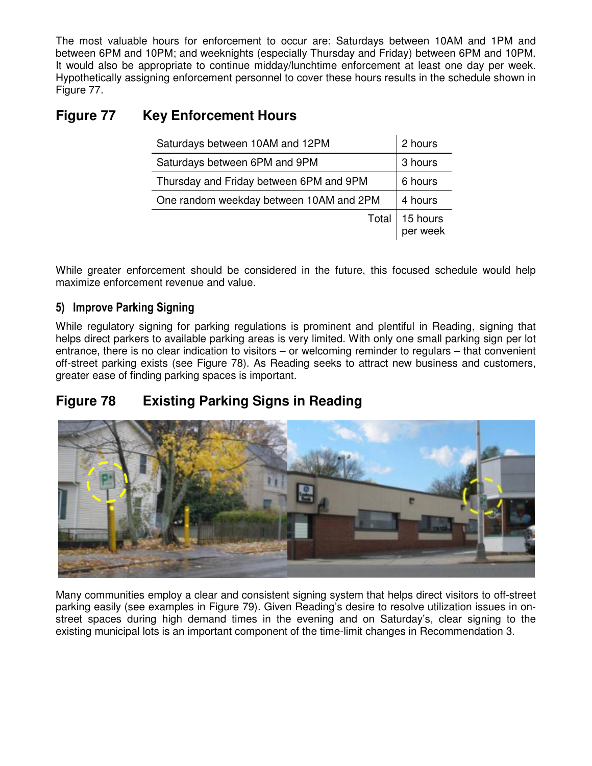The most valuable hours for enforcement to occur are: Saturdays between 10AM and 1PM and between 6PM and 10PM; and weeknights (especially Thursday and Friday) between 6PM and 10PM. It would also be appropriate to continue midday/lunchtime enforcement at least one day per week. Hypothetically assigning enforcement personnel to cover these hours results in the schedule shown in Figure 77.

## Figure 77 Key Enforcement Hours

| | |
|---|---|
| Saturdays between 10AM and 12PM | 2 hours |
| Saturdays between 6PM and 9PM | 3 hours |
| Thursday and Friday between 6PM and 9PM | 6 hours |
| One random weekday between 10AM and 2PM | 4 hours |
| Total | 15 hours per week |

While greater enforcement should be considered in the future, this focused schedule would help maximize enforcement revenue and value.

### 5) Improve Parking Signing

While regulatory signing for parking regulations is prominent and plentiful in Reading, signing that helps direct parkers to available parking areas is very limited. With only one small parking sign per lot entrance, there is no clear indication to visitors – or welcoming reminder to regulars – that convenient off-street parking exists (see Figure 78). As Reading seeks to attract new business and customers, greater ease of finding parking spaces is important.

## Figure 78 Existing Parking Signs in Reading

Many communities employ a clear and consistent signing system that helps direct visitors to off-street parking easily (see examples in Figure 79). Given Reading's desire to resolve utilization issues in on-street spaces during high demand times in the evening and on Saturday's, clear signing to the existing municipal lots is an important component of the time-limit changes in Recommendation 3.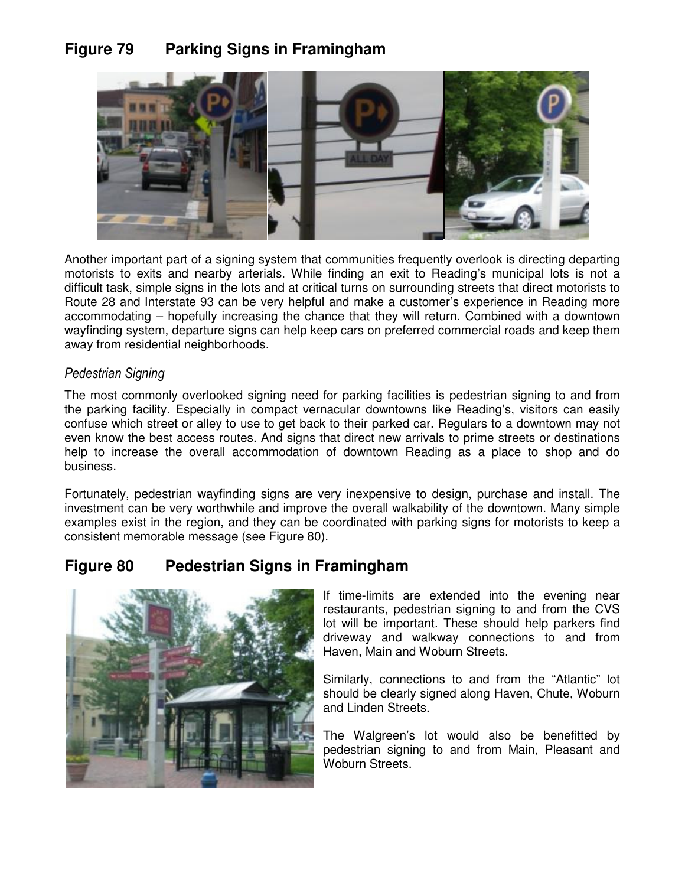## Figure 79 Parking Signs in Framingham

Another important part of a signing system that communities frequently overlook is directing departing motorists to exits and nearby arterials. While finding an exit to Reading's municipal lots is not a difficult task, simple signs in the lots and at critical turns on surrounding streets that direct motorists to Route 28 and Interstate 93 can be very helpful and make a customer's experience in Reading more accommodating – hopefully increasing the chance that they will return. Combined with a downtown wayfinding system, departure signs can help keep cars on preferred commercial roads and keep them away from residential neighborhoods.

### *Pedestrian Signing*

The most commonly overlooked signing need for parking facilities is pedestrian signing to and from the parking facility. Especially in compact vernacular downtowns like Reading's, visitors can easily confuse which street or alley to use to get back to their parked car. Regulars to a downtown may not even know the best access routes. And signs that direct new arrivals to prime streets or destinations help to increase the overall accommodation of downtown Reading as a place to shop and do business.

Fortunately, pedestrian wayfinding signs are very inexpensive to design, purchase and install. The investment can be very worthwhile and improve the overall walkability of the downtown. Many simple examples exist in the region, and they can be coordinated with parking signs for motorists to keep a consistent memorable message (see Figure 80).

## Figure 80 Pedestrian Signs in Framingham

If time-limits are extended into the evening near restaurants, pedestrian signing to and from the CVS lot will be important. These should help parkers find driveway and walkway connections to and from Haven, Main and Woburn Streets.

Similarly, connections to and from the "Atlantic" lot should be clearly signed along Haven, Chute, Woburn and Linden Streets.

The Walgreen's lot would also be benefitted by pedestrian signing to and from Main, Pleasant and Woburn Streets.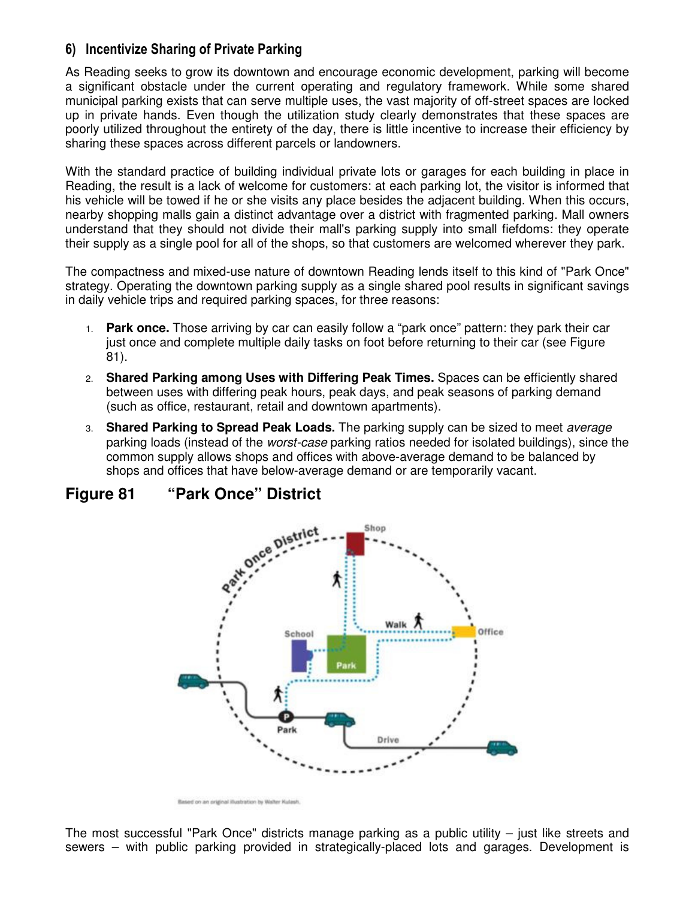### 6) Incentivize Sharing of Private Parking

As Reading seeks to grow its downtown and encourage economic development, parking will become a significant obstacle under the current operating and regulatory framework. While some shared municipal parking exists that can serve multiple uses, the vast majority of off-street spaces are locked up in private hands. Even though the utilization study clearly demonstrates that these spaces are poorly utilized throughout the entirety of the day, there is little incentive to increase their efficiency by sharing these spaces across different parcels or landowners.

With the standard practice of building individual private lots or garages for each building in place in Reading, the result is a lack of welcome for customers: at each parking lot, the visitor is informed that his vehicle will be towed if he or she visits any place besides the adjacent building. When this occurs, nearby shopping malls gain a distinct advantage over a district with fragmented parking. Mall owners understand that they should not divide their mall's parking supply into small fiefdoms: they operate their supply as a single pool for all of the shops, so that customers are welcomed wherever they park.

The compactness and mixed-use nature of downtown Reading lends itself to this kind of "Park Once" strategy. Operating the downtown parking supply as a single shared pool results in significant savings in daily vehicle trips and required parking spaces, for three reasons:

1. **Park once.** Those arriving by car can easily follow a "park once" pattern: they park their car just once and complete multiple daily tasks on foot before returning to their car (see Figure 81).
2. **Shared Parking among Uses with Differing Peak Times.** Spaces can be efficiently shared between uses with differing peak hours, peak days, and peak seasons of parking demand (such as office, restaurant, retail and downtown apartments).
3. **Shared Parking to Spread Peak Loads.** The parking supply can be sized to meet *average* parking loads (instead of the *worst-case* parking ratios needed for isolated buildings), since the common supply allows shops and offices with above-average demand to be balanced by shops and offices that have below-average demand or are temporarily vacant.

## Figure 81 "Park Once" District

Based on an original illustration by Walter Kulash.

The most successful "Park Once" districts manage parking as a public utility – just like streets and sewers – with public parking provided in strategically-placed lots and garages. Development is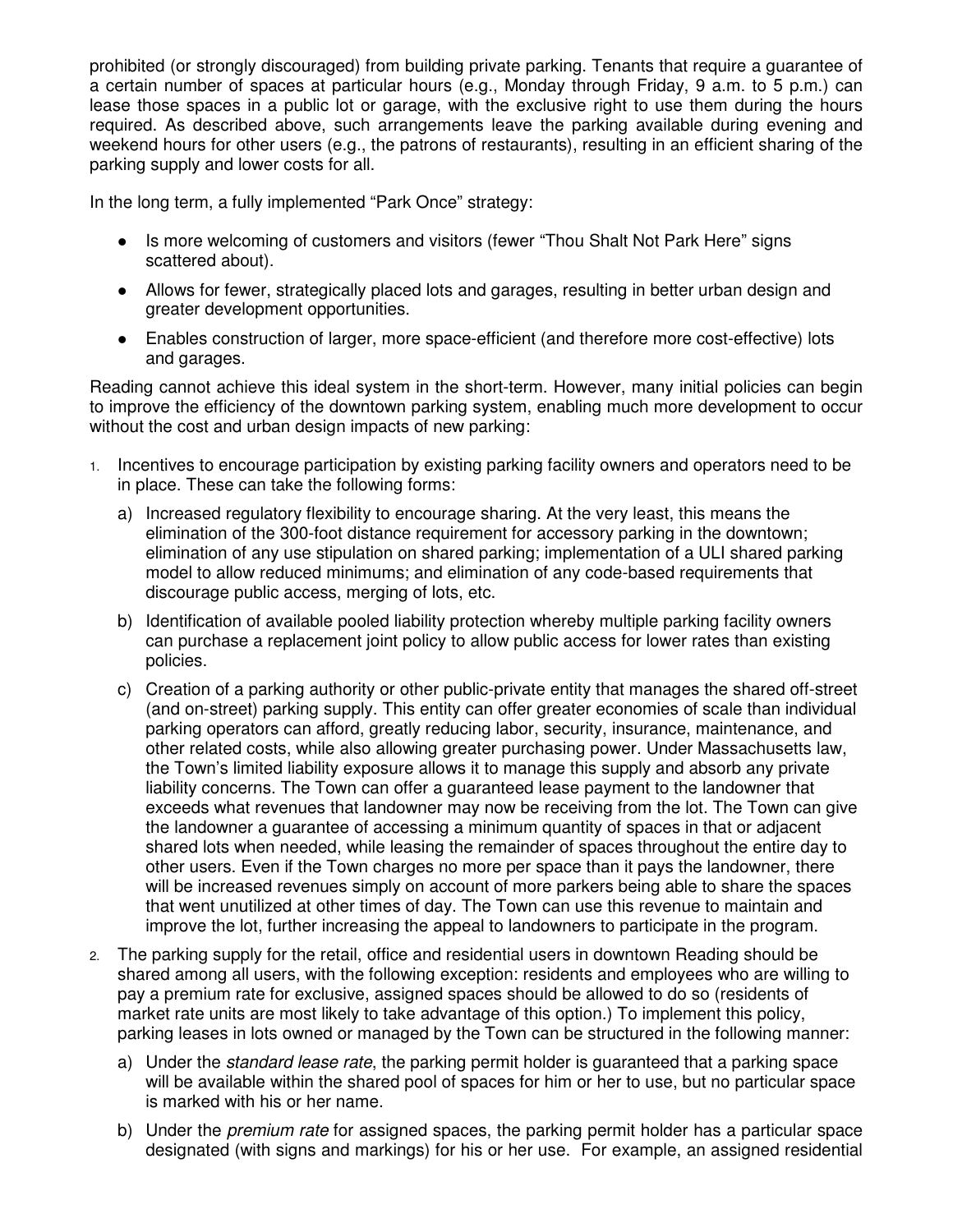prohibited (or strongly discouraged) from building private parking. Tenants that require a guarantee of a certain number of spaces at particular hours (e.g., Monday through Friday, 9 a.m. to 5 p.m.) can lease those spaces in a public lot or garage, with the exclusive right to use them during the hours required. As described above, such arrangements leave the parking available during evening and weekend hours for other users (e.g., the patrons of restaurants), resulting in an efficient sharing of the parking supply and lower costs for all.

In the long term, a fully implemented "Park Once" strategy:

- Is more welcoming of customers and visitors (fewer "Thou Shalt Not Park Here" signs scattered about).
- Allows for fewer, strategically placed lots and garages, resulting in better urban design and greater development opportunities.
- Enables construction of larger, more space-efficient (and therefore more cost-effective) lots and garages.

Reading cannot achieve this ideal system in the short-term. However, many initial policies can begin to improve the efficiency of the downtown parking system, enabling much more development to occur without the cost and urban design impacts of new parking:

1. Incentives to encourage participation by existing parking facility owners and operators need to be in place. These can take the following forms:
   a) Increased regulatory flexibility to encourage sharing. At the very least, this means the elimination of the 300-foot distance requirement for accessory parking in the downtown; elimination of any use stipulation on shared parking; implementation of a ULI shared parking model to allow reduced minimums; and elimination of any code-based requirements that discourage public access, merging of lots, etc.
   b) Identification of available pooled liability protection whereby multiple parking facility owners can purchase a replacement joint policy to allow public access for lower rates than existing policies.
   c) Creation of a parking authority or other public-private entity that manages the shared off-street (and on-street) parking supply. This entity can offer greater economies of scale than individual parking operators can afford, greatly reducing labor, security, insurance, maintenance, and other related costs, while also allowing greater purchasing power. Under Massachusetts law, the Town's limited liability exposure allows it to manage this supply and absorb any private liability concerns. The Town can offer a guaranteed lease payment to the landowner that exceeds what revenues that landowner may now be receiving from the lot. The Town can give the landowner a guarantee of accessing a minimum quantity of spaces in that or adjacent shared lots when needed, while leasing the remainder of spaces throughout the entire day to other users. Even if the Town charges no more per space than it pays the landowner, there will be increased revenues simply on account of more parkers being able to share the spaces that went unutilized at other times of day. The Town can use this revenue to maintain and improve the lot, further increasing the appeal to landowners to participate in the program.
2. The parking supply for the retail, office and residential users in downtown Reading should be shared among all users, with the following exception: residents and employees who are willing to pay a premium rate for exclusive, assigned spaces should be allowed to do so (residents of market rate units are most likely to take advantage of this option.) To implement this policy, parking leases in lots owned or managed by the Town can be structured in the following manner:
   a) Under the *standard lease rate*, the parking permit holder is guaranteed that a parking space will be available within the shared pool of spaces for him or her to use, but no particular space is marked with his or her name.
   b) Under the *premium rate* for assigned spaces, the parking permit holder has a particular space designated (with signs and markings) for his or her use. For example, an assigned residential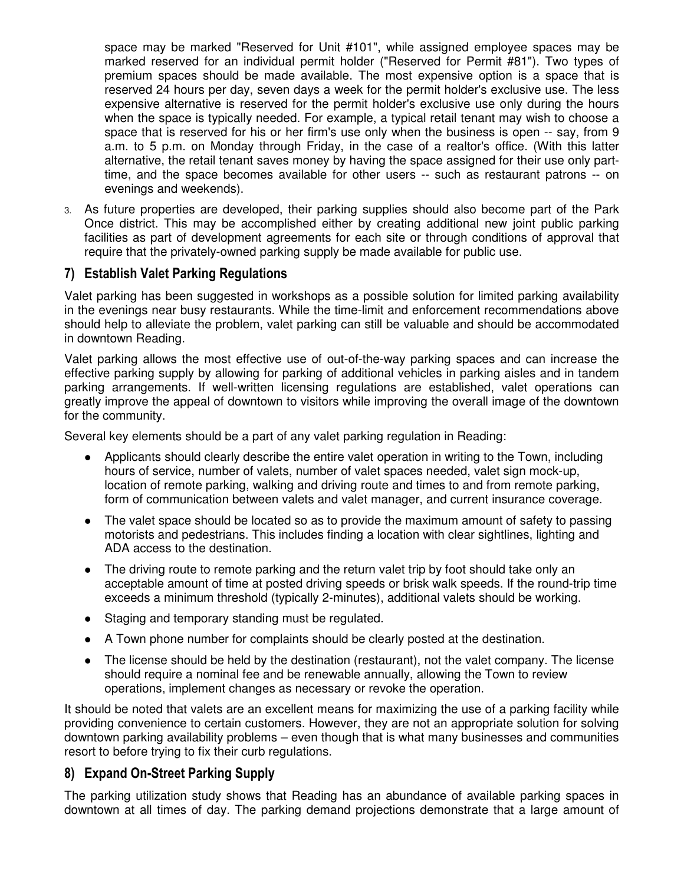space may be marked "Reserved for Unit #101", while assigned employee spaces may be marked reserved for an individual permit holder ("Reserved for Permit #81"). Two types of premium spaces should be made available. The most expensive option is a space that is reserved 24 hours per day, seven days a week for the permit holder's exclusive use. The less expensive alternative is reserved for the permit holder's exclusive use only during the hours when the space is typically needed. For example, a typical retail tenant may wish to choose a space that is reserved for his or her firm's use only when the business is open -- say, from 9 a.m. to 5 p.m. on Monday through Friday, in the case of a realtor's office. (With this latter alternative, the retail tenant saves money by having the space assigned for their use only part-time, and the space becomes available for other users -- such as restaurant patrons -- on evenings and weekends).

3. As future properties are developed, their parking supplies should also become part of the Park Once district. This may be accomplished either by creating additional new joint public parking facilities as part of development agreements for each site or through conditions of approval that require that the privately-owned parking supply be made available for public use.

## 7) Establish Valet Parking Regulations

Valet parking has been suggested in workshops as a possible solution for limited parking availability in the evenings near busy restaurants. While the time-limit and enforcement recommendations above should help to alleviate the problem, valet parking can still be valuable and should be accommodated in downtown Reading.

Valet parking allows the most effective use of out-of-the-way parking spaces and can increase the effective parking supply by allowing for parking of additional vehicles in parking aisles and in tandem parking arrangements. If well-written licensing regulations are established, valet operations can greatly improve the appeal of downtown to visitors while improving the overall image of the downtown for the community.

Several key elements should be a part of any valet parking regulation in Reading:

- Applicants should clearly describe the entire valet operation in writing to the Town, including hours of service, number of valets, number of valet spaces needed, valet sign mock-up, location of remote parking, walking and driving route and times to and from remote parking, form of communication between valets and valet manager, and current insurance coverage.
- The valet space should be located so as to provide the maximum amount of safety to passing motorists and pedestrians. This includes finding a location with clear sightlines, lighting and ADA access to the destination.
- The driving route to remote parking and the return valet trip by foot should take only an acceptable amount of time at posted driving speeds or brisk walk speeds. If the round-trip time exceeds a minimum threshold (typically 2-minutes), additional valets should be working.
- Staging and temporary standing must be regulated.
- A Town phone number for complaints should be clearly posted at the destination.
- The license should be held by the destination (restaurant), not the valet company. The license should require a nominal fee and be renewable annually, allowing the Town to review operations, implement changes as necessary or revoke the operation.

It should be noted that valets are an excellent means for maximizing the use of a parking facility while providing convenience to certain customers. However, they are not an appropriate solution for solving downtown parking availability problems – even though that is what many businesses and communities resort to before trying to fix their curb regulations.

## 8) Expand On-Street Parking Supply

The parking utilization study shows that Reading has an abundance of available parking spaces in downtown at all times of day. The parking demand projections demonstrate that a large amount of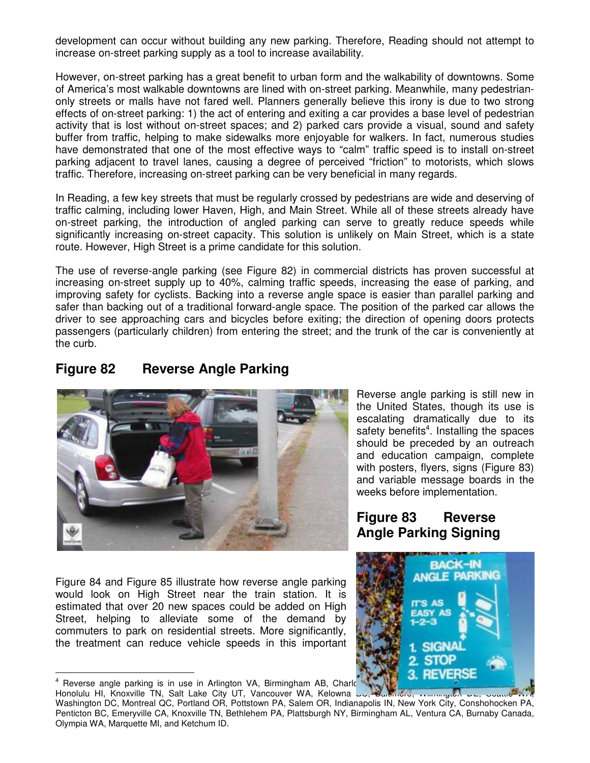development can occur without building any new parking. Therefore, Reading should not attempt to increase on-street parking supply as a tool to increase availability.

However, on-street parking has a great benefit to urban form and the walkability of downtowns. Some of America's most walkable downtowns are lined with on-street parking. Meanwhile, many pedestrian-only streets or malls have not fared well. Planners generally believe this irony is due to two strong effects of on-street parking: 1) the act of entering and exiting a car provides a base level of pedestrian activity that is lost without on-street spaces; and 2) parked cars provide a visual, sound and safety buffer from traffic, helping to make sidewalks more enjoyable for walkers. In fact, numerous studies have demonstrated that one of the most effective ways to "calm" traffic speed is to install on-street parking adjacent to travel lanes, causing a degree of perceived "friction" to motorists, which slows traffic. Therefore, increasing on-street parking can be very beneficial in many regards.

In Reading, a few key streets that must be regularly crossed by pedestrians are wide and deserving of traffic calming, including lower Haven, High, and Main Street. While all of these streets already have on-street parking, the introduction of angled parking can serve to greatly reduce speeds while significantly increasing on-street capacity. This solution is unlikely on Main Street, which is a state route. However, High Street is a prime candidate for this solution.

The use of reverse-angle parking (see Figure 82) in commercial districts has proven successful at increasing on-street supply up to 40%, calming traffic speeds, increasing the ease of parking, and improving safety for cyclists. Backing into a reverse angle space is easier than parallel parking and safer than backing out of a traditional forward-angle space. The position of the parked car allows the driver to see approaching cars and bicycles before exiting; the direction of opening doors protects passengers (particularly children) from entering the street; and the trunk of the car is conveniently at the curb.

## Figure 82 Reverse Angle Parking

Reverse angle parking is still new in the United States, though its use is escalating dramatically due to its safety benefits[4]. Installing the spaces should be preceded by an outreach and education campaign, complete with posters, flyers, signs (Figure 83) and variable message boards in the weeks before implementation.

## Figure 83 Reverse Angle Parking Signing

Figure 84 and Figure 85 illustrate how reverse angle parking would look on High Street near the train station. It is estimated that over 20 new spaces could be added on High Street, helping to alleviate some of the demand by commuters to park on residential streets. More significantly, the treatment can reduce vehicle speeds in this important

[4] Reverse angle parking is in use in Arlington VA, Birmingham AB, Charlo... Honolulu HI, Knoxville TN, Salt Lake City UT, Vancouver WA, Kelowna BC, Baltimore, Wilmington DE, Seattle WA, Washington DC, Montreal QC, Portland OR, Pottstown PA, Salem OR, Indianapolis IN, New York City, Conshohocken PA, Penticton BC, Emeryville CA, Knoxville TN, Bethlehem PA, Plattsburgh NY, Birmingham AL, Ventura CA, Burnaby Canada, Olympia WA, Marquette MI, and Ketchum ID.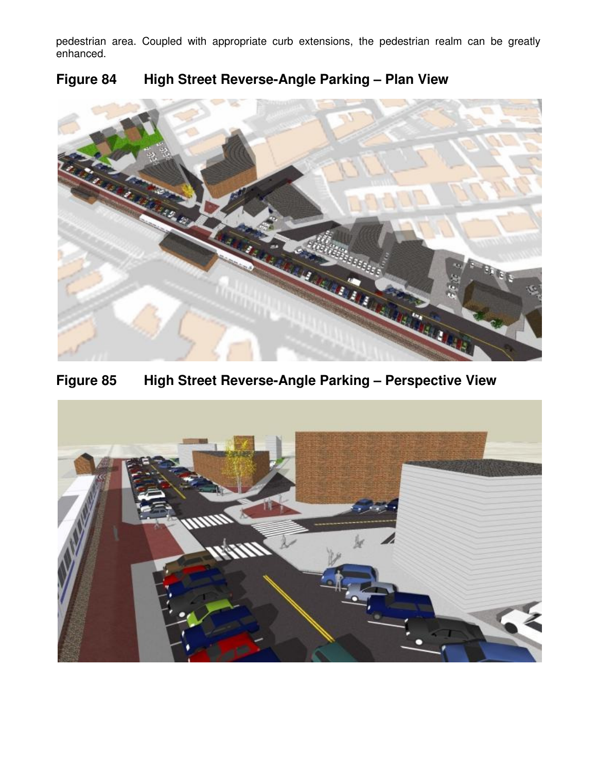pedestrian area. Coupled with appropriate curb extensions, the pedestrian realm can be greatly enhanced.

**Figure 84 High Street Reverse-Angle Parking – Plan View**

**Figure 85 High Street Reverse-Angle Parking – Perspective View**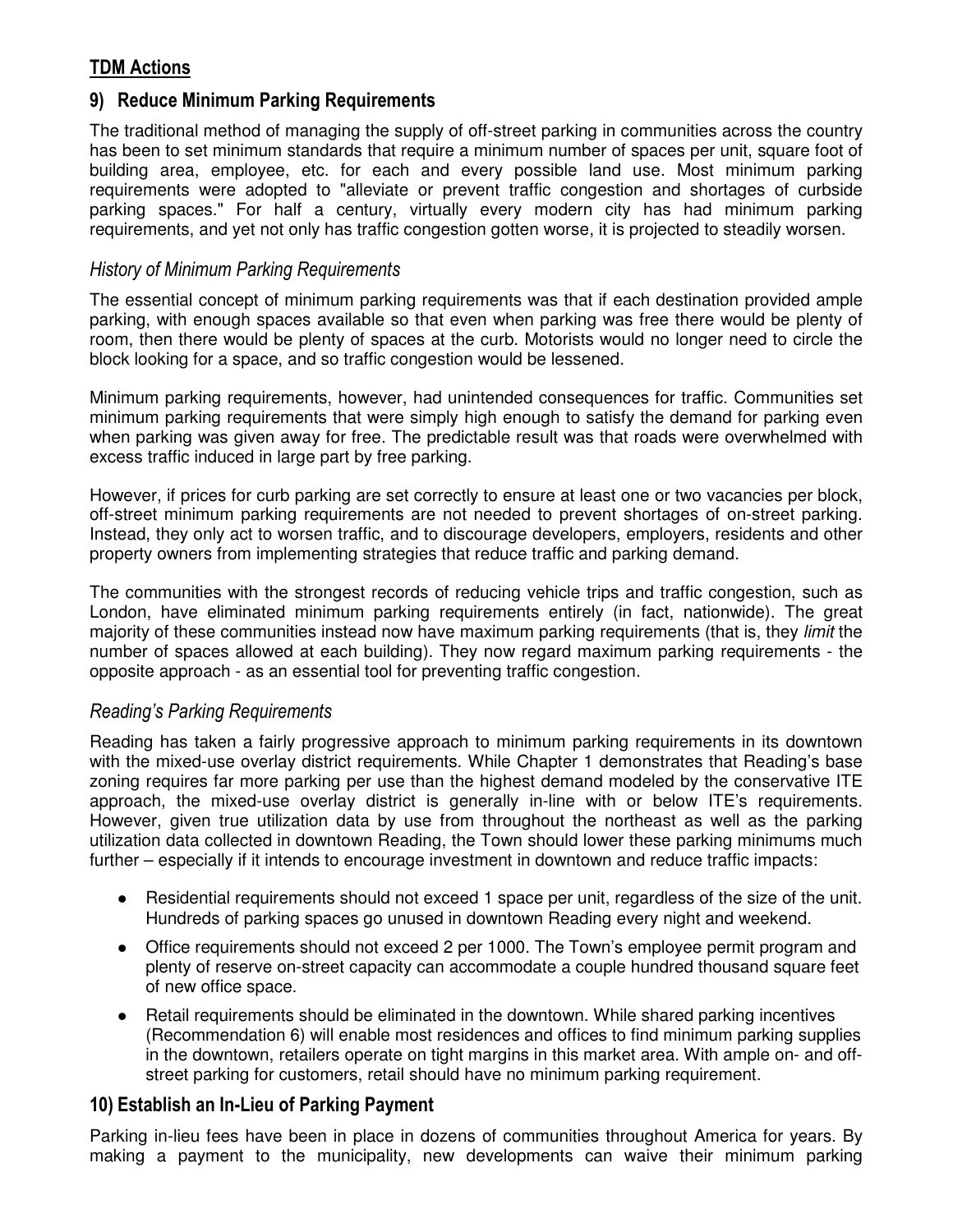## TDM Actions

### 9) Reduce Minimum Parking Requirements

The traditional method of managing the supply of off-street parking in communities across the country has been to set minimum standards that require a minimum number of spaces per unit, square foot of building area, employee, etc. for each and every possible land use. Most minimum parking requirements were adopted to "alleviate or prevent traffic congestion and shortages of curbside parking spaces." For half a century, virtually every modern city has had minimum parking requirements, and yet not only has traffic congestion gotten worse, it is projected to steadily worsen.

#### *History of Minimum Parking Requirements*

The essential concept of minimum parking requirements was that if each destination provided ample parking, with enough spaces available so that even when parking was free there would be plenty of room, then there would be plenty of spaces at the curb. Motorists would no longer need to circle the block looking for a space, and so traffic congestion would be lessened.

Minimum parking requirements, however, had unintended consequences for traffic. Communities set minimum parking requirements that were simply high enough to satisfy the demand for parking even when parking was given away for free. The predictable result was that roads were overwhelmed with excess traffic induced in large part by free parking.

However, if prices for curb parking are set correctly to ensure at least one or two vacancies per block, off-street minimum parking requirements are not needed to prevent shortages of on-street parking. Instead, they only act to worsen traffic, and to discourage developers, employers, residents and other property owners from implementing strategies that reduce traffic and parking demand.

The communities with the strongest records of reducing vehicle trips and traffic congestion, such as London, have eliminated minimum parking requirements entirely (in fact, nationwide). The great majority of these communities instead now have maximum parking requirements (that is, they *limit* the number of spaces allowed at each building). They now regard maximum parking requirements - the opposite approach - as an essential tool for preventing traffic congestion.

#### *Reading's Parking Requirements*

Reading has taken a fairly progressive approach to minimum parking requirements in its downtown with the mixed-use overlay district requirements. While Chapter 1 demonstrates that Reading's base zoning requires far more parking per use than the highest demand modeled by the conservative ITE approach, the mixed-use overlay district is generally in-line with or below ITE's requirements. However, given true utilization data by use from throughout the northeast as well as the parking utilization data collected in downtown Reading, the Town should lower these parking minimums much further – especially if it intends to encourage investment in downtown and reduce traffic impacts:

- Residential requirements should not exceed 1 space per unit, regardless of the size of the unit. Hundreds of parking spaces go unused in downtown Reading every night and weekend.
- Office requirements should not exceed 2 per 1000. The Town's employee permit program and plenty of reserve on-street capacity can accommodate a couple hundred thousand square feet of new office space.
- Retail requirements should be eliminated in the downtown. While shared parking incentives (Recommendation 6) will enable most residences and offices to find minimum parking supplies in the downtown, retailers operate on tight margins in this market area. With ample on- and off-street parking for customers, retail should have no minimum parking requirement.

### 10) Establish an In-Lieu of Parking Payment

Parking in-lieu fees have been in place in dozens of communities throughout America for years. By making a payment to the municipality, new developments can waive their minimum parking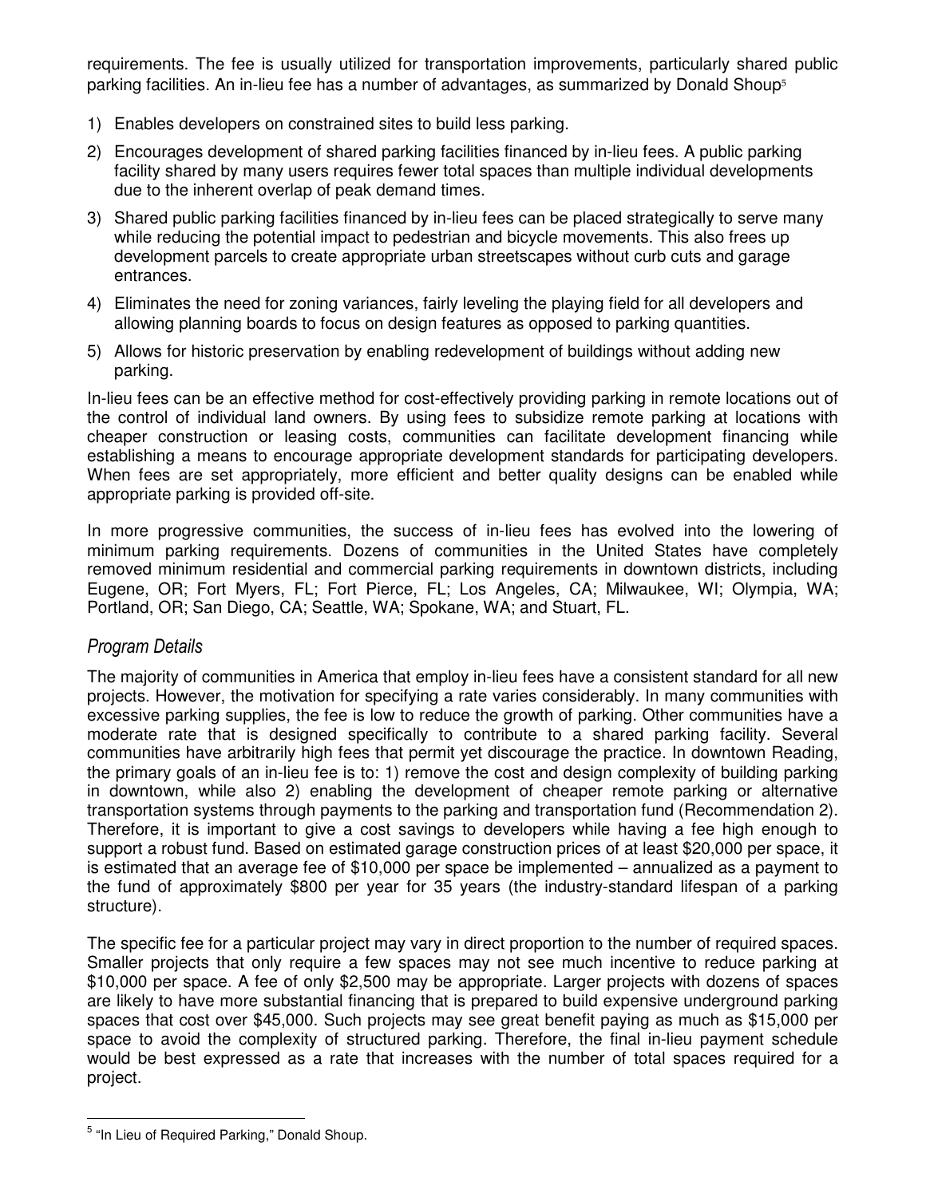requirements. The fee is usually utilized for transportation improvements, particularly shared public parking facilities. An in-lieu fee has a number of advantages, as summarized by Donald Shoup[5]

1) Enables developers on constrained sites to build less parking.
2) Encourages development of shared parking facilities financed by in-lieu fees. A public parking facility shared by many users requires fewer total spaces than multiple individual developments due to the inherent overlap of peak demand times.
3) Shared public parking facilities financed by in-lieu fees can be placed strategically to serve many while reducing the potential impact to pedestrian and bicycle movements. This also frees up development parcels to create appropriate urban streetscapes without curb cuts and garage entrances.
4) Eliminates the need for zoning variances, fairly leveling the playing field for all developers and allowing planning boards to focus on design features as opposed to parking quantities.
5) Allows for historic preservation by enabling redevelopment of buildings without adding new parking.

In-lieu fees can be an effective method for cost-effectively providing parking in remote locations out of the control of individual land owners. By using fees to subsidize remote parking at locations with cheaper construction or leasing costs, communities can facilitate development financing while establishing a means to encourage appropriate development standards for participating developers. When fees are set appropriately, more efficient and better quality designs can be enabled while appropriate parking is provided off-site.

In more progressive communities, the success of in-lieu fees has evolved into the lowering of minimum parking requirements. Dozens of communities in the United States have completely removed minimum residential and commercial parking requirements in downtown districts, including Eugene, OR; Fort Myers, FL; Fort Pierce, FL; Los Angeles, CA; Milwaukee, WI; Olympia, WA; Portland, OR; San Diego, CA; Seattle, WA; Spokane, WA; and Stuart, FL.

### *Program Details*

The majority of communities in America that employ in-lieu fees have a consistent standard for all new projects. However, the motivation for specifying a rate varies considerably. In many communities with excessive parking supplies, the fee is low to reduce the growth of parking. Other communities have a moderate rate that is designed specifically to contribute to a shared parking facility. Several communities have arbitrarily high fees that permit yet discourage the practice. In downtown Reading, the primary goals of an in-lieu fee is to: 1) remove the cost and design complexity of building parking in downtown, while also 2) enabling the development of cheaper remote parking or alternative transportation systems through payments to the parking and transportation fund (Recommendation 2). Therefore, it is important to give a cost savings to developers while having a fee high enough to support a robust fund. Based on estimated garage construction prices of at least $20,000 per space, it is estimated that an average fee of $10,000 per space be implemented – annualized as a payment to the fund of approximately $800 per year for 35 years (the industry-standard lifespan of a parking structure).

The specific fee for a particular project may vary in direct proportion to the number of required spaces. Smaller projects that only require a few spaces may not see much incentive to reduce parking at $10,000 per space. A fee of only $2,500 may be appropriate. Larger projects with dozens of spaces are likely to have more substantial financing that is prepared to build expensive underground parking spaces that cost over $45,000. Such projects may see great benefit paying as much as $15,000 per space to avoid the complexity of structured parking. Therefore, the final in-lieu payment schedule would be best expressed as a rate that increases with the number of total spaces required for a project.

---

[5] "In Lieu of Required Parking," Donald Shoup.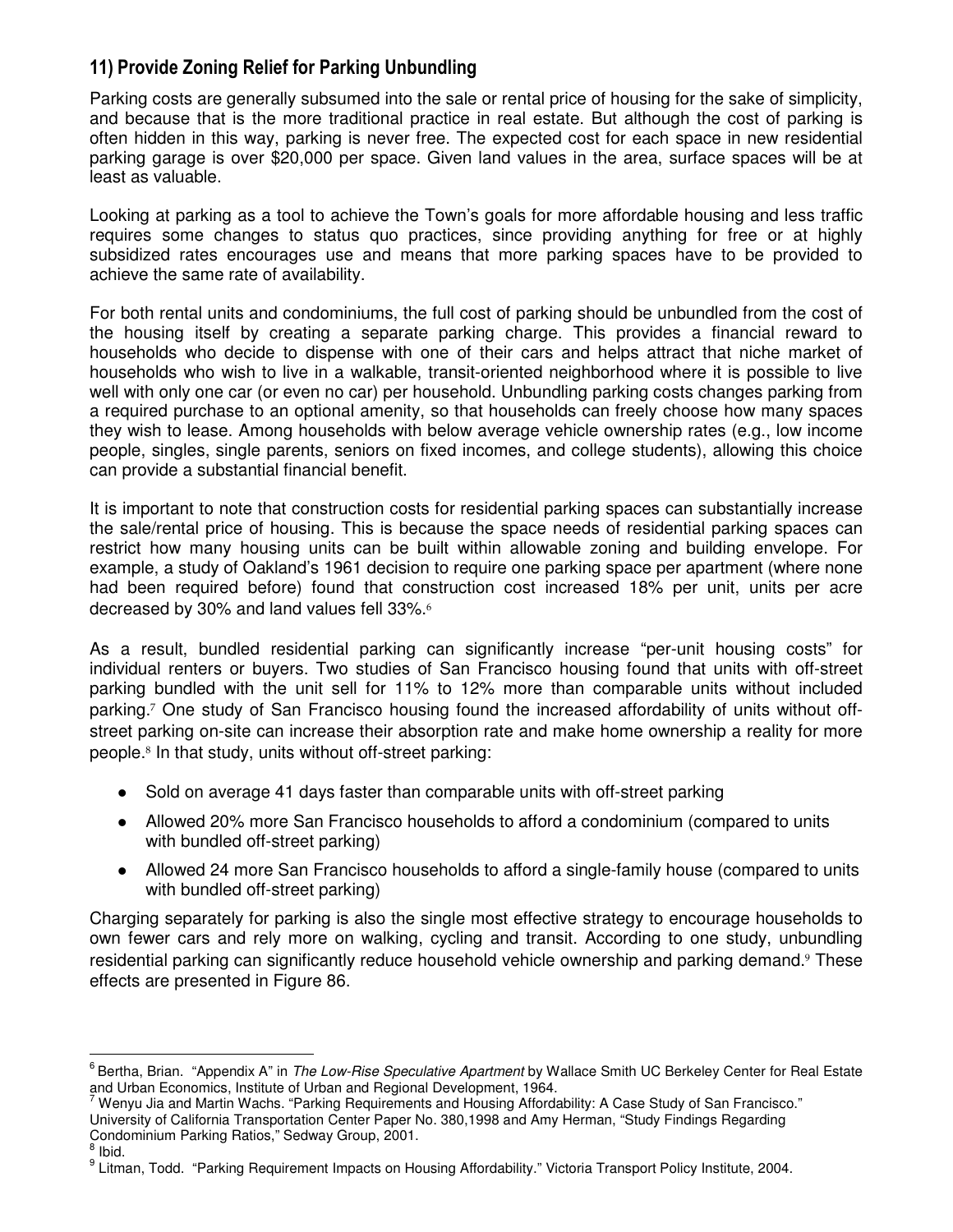## 11) Provide Zoning Relief for Parking Unbundling

Parking costs are generally subsumed into the sale or rental price of housing for the sake of simplicity, and because that is the more traditional practice in real estate. But although the cost of parking is often hidden in this way, parking is never free. The expected cost for each space in new residential parking garage is over $20,000 per space. Given land values in the area, surface spaces will be at least as valuable.

Looking at parking as a tool to achieve the Town's goals for more affordable housing and less traffic requires some changes to status quo practices, since providing anything for free or at highly subsidized rates encourages use and means that more parking spaces have to be provided to achieve the same rate of availability.

For both rental units and condominiums, the full cost of parking should be unbundled from the cost of the housing itself by creating a separate parking charge. This provides a financial reward to households who decide to dispense with one of their cars and helps attract that niche market of households who wish to live in a walkable, transit-oriented neighborhood where it is possible to live well with only one car (or even no car) per household. Unbundling parking costs changes parking from a required purchase to an optional amenity, so that households can freely choose how many spaces they wish to lease. Among households with below average vehicle ownership rates (e.g., low income people, singles, single parents, seniors on fixed incomes, and college students), allowing this choice can provide a substantial financial benefit.

It is important to note that construction costs for residential parking spaces can substantially increase the sale/rental price of housing. This is because the space needs of residential parking spaces can restrict how many housing units can be built within allowable zoning and building envelope. For example, a study of Oakland's 1961 decision to require one parking space per apartment (where none had been required before) found that construction cost increased 18% per unit, units per acre decreased by 30% and land values fell 33%.[6]

As a result, bundled residential parking can significantly increase "per-unit housing costs" for individual renters or buyers. Two studies of San Francisco housing found that units with off-street parking bundled with the unit sell for 11% to 12% more than comparable units without included parking.[7] One study of San Francisco housing found the increased affordability of units without off-street parking on-site can increase their absorption rate and make home ownership a reality for more people.[8] In that study, units without off-street parking:

- Sold on average 41 days faster than comparable units with off-street parking
- Allowed 20% more San Francisco households to afford a condominium (compared to units with bundled off-street parking)
- Allowed 24 more San Francisco households to afford a single-family house (compared to units with bundled off-street parking)

Charging separately for parking is also the single most effective strategy to encourage households to own fewer cars and rely more on walking, cycling and transit. According to one study, unbundling residential parking can significantly reduce household vehicle ownership and parking demand.[9] These effects are presented in Figure 86.

---

[6] Bertha, Brian. "Appendix A" in *The Low-Rise Speculative Apartment* by Wallace Smith UC Berkeley Center for Real Estate and Urban Economics, Institute of Urban and Regional Development, 1964.

[7] Wenyu Jia and Martin Wachs. "Parking Requirements and Housing Affordability: A Case Study of San Francisco." University of California Transportation Center Paper No. 380,1998 and Amy Herman, "Study Findings Regarding Condominium Parking Ratios," Sedway Group, 2001.

[8] Ibid.

[9] Litman, Todd. "Parking Requirement Impacts on Housing Affordability." Victoria Transport Policy Institute, 2004.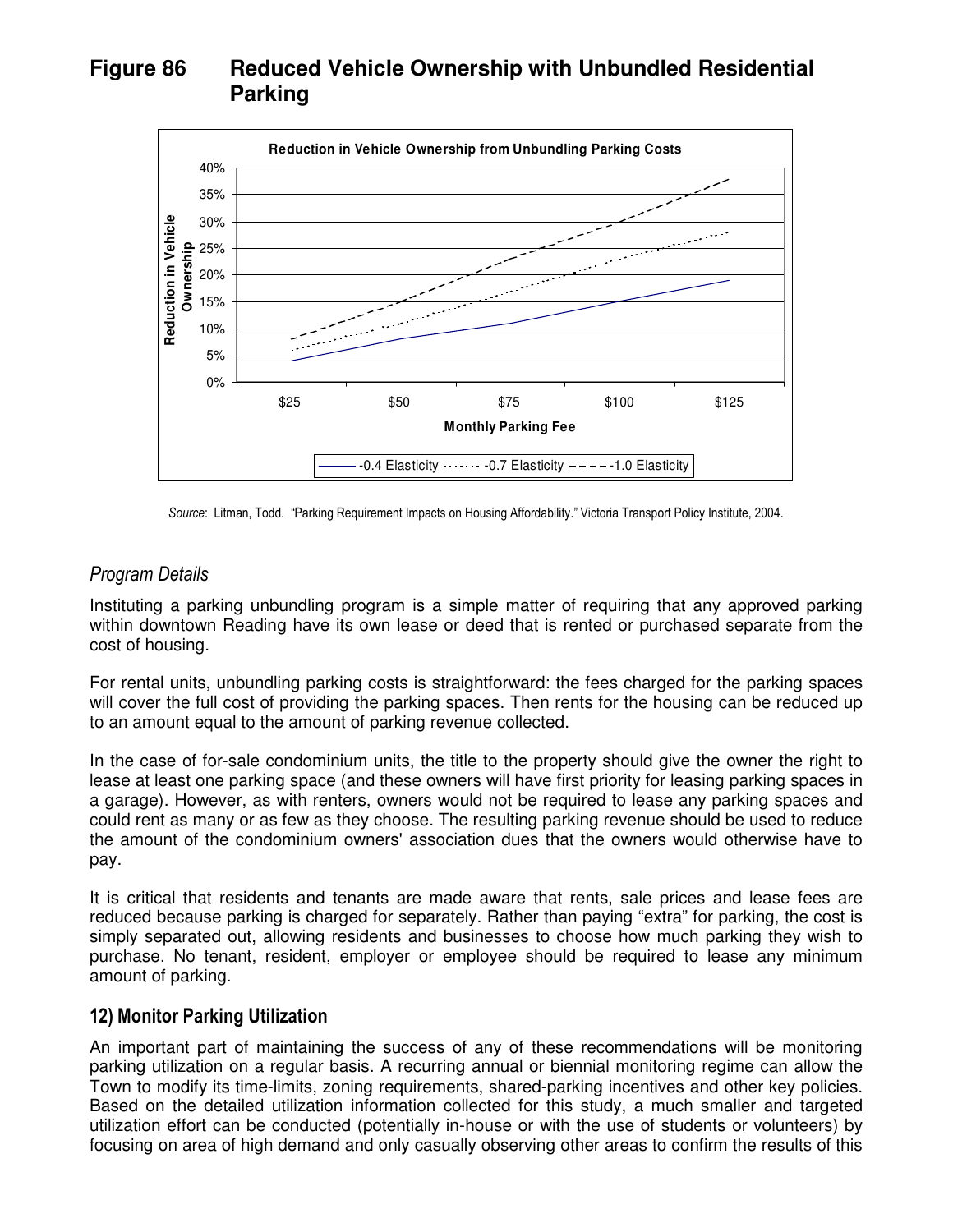# Figure 86 Reduced Vehicle Ownership with Unbundled Residential Parking

*Source*: Litman, Todd. "Parking Requirement Impacts on Housing Affordability." Victoria Transport Policy Institute, 2004.

### *Program Details*

Instituting a parking unbundling program is a simple matter of requiring that any approved parking within downtown Reading have its own lease or deed that is rented or purchased separate from the cost of housing.

For rental units, unbundling parking costs is straightforward: the fees charged for the parking spaces will cover the full cost of providing the parking spaces. Then rents for the housing can be reduced up to an amount equal to the amount of parking revenue collected.

In the case of for-sale condominium units, the title to the property should give the owner the right to lease at least one parking space (and these owners will have first priority for leasing parking spaces in a garage). However, as with renters, owners would not be required to lease any parking spaces and could rent as many or as few as they choose. The resulting parking revenue should be used to reduce the amount of the condominium owners' association dues that the owners would otherwise have to pay.

It is critical that residents and tenants are made aware that rents, sale prices and lease fees are reduced because parking is charged for separately. Rather than paying "extra" for parking, the cost is simply separated out, allowing residents and businesses to choose how much parking they wish to purchase. No tenant, resident, employer or employee should be required to lease any minimum amount of parking.

## 12) Monitor Parking Utilization

An important part of maintaining the success of any of these recommendations will be monitoring parking utilization on a regular basis. A recurring annual or biennial monitoring regime can allow the Town to modify its time-limits, zoning requirements, shared-parking incentives and other key policies. Based on the detailed utilization information collected for this study, a much smaller and targeted utilization effort can be conducted (potentially in-house or with the use of students or volunteers) by focusing on area of high demand and only casually observing other areas to confirm the results of this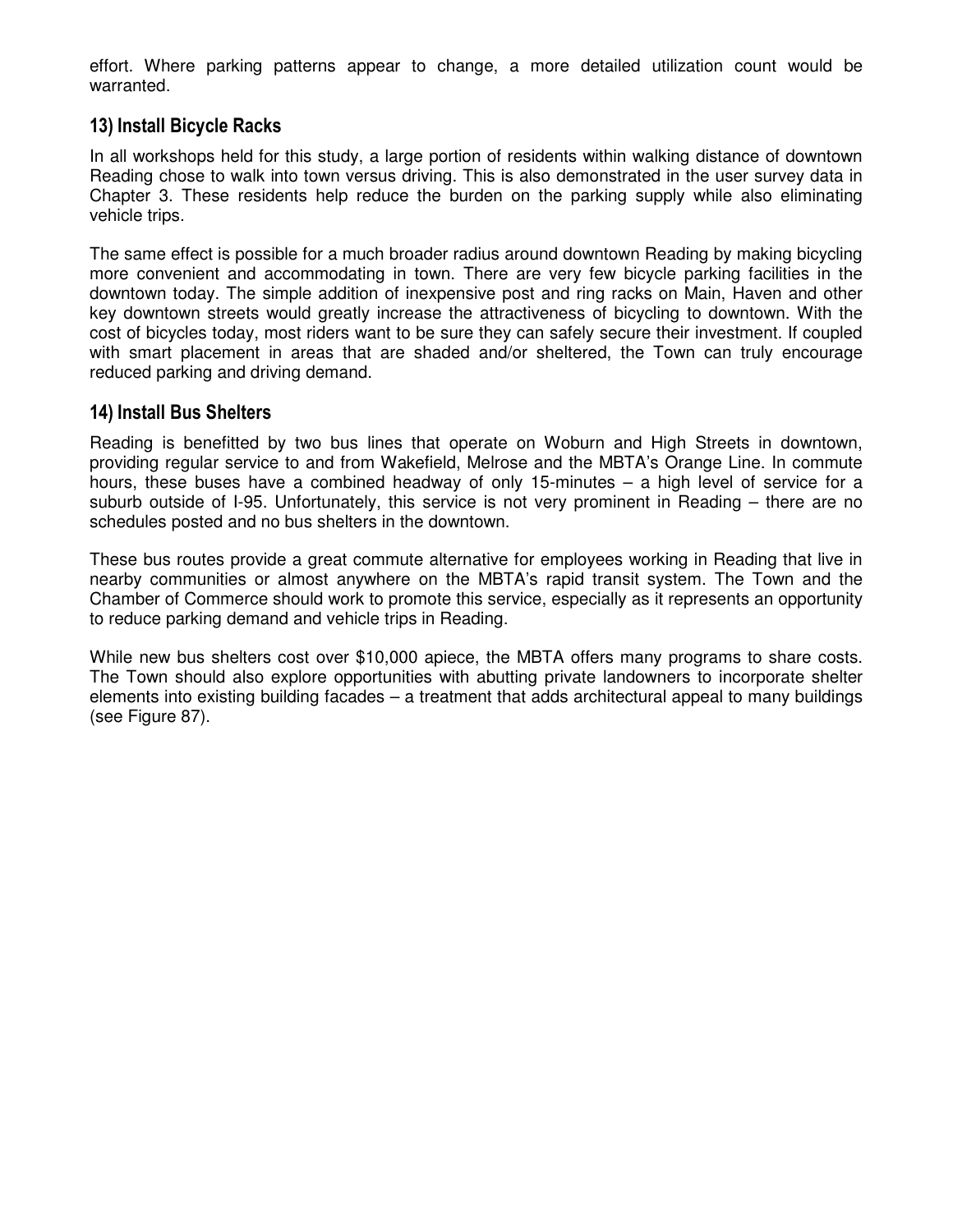effort. Where parking patterns appear to change, a more detailed utilization count would be warranted.

### 13) Install Bicycle Racks

In all workshops held for this study, a large portion of residents within walking distance of downtown Reading chose to walk into town versus driving. This is also demonstrated in the user survey data in Chapter 3. These residents help reduce the burden on the parking supply while also eliminating vehicle trips.

The same effect is possible for a much broader radius around downtown Reading by making bicycling more convenient and accommodating in town. There are very few bicycle parking facilities in the downtown today. The simple addition of inexpensive post and ring racks on Main, Haven and other key downtown streets would greatly increase the attractiveness of bicycling to downtown. With the cost of bicycles today, most riders want to be sure they can safely secure their investment. If coupled with smart placement in areas that are shaded and/or sheltered, the Town can truly encourage reduced parking and driving demand.

### 14) Install Bus Shelters

Reading is benefitted by two bus lines that operate on Woburn and High Streets in downtown, providing regular service to and from Wakefield, Melrose and the MBTA's Orange Line. In commute hours, these buses have a combined headway of only 15-minutes – a high level of service for a suburb outside of I-95. Unfortunately, this service is not very prominent in Reading – there are no schedules posted and no bus shelters in the downtown.

These bus routes provide a great commute alternative for employees working in Reading that live in nearby communities or almost anywhere on the MBTA's rapid transit system. The Town and the Chamber of Commerce should work to promote this service, especially as it represents an opportunity to reduce parking demand and vehicle trips in Reading.

While new bus shelters cost over $10,000 apiece, the MBTA offers many programs to share costs. The Town should also explore opportunities with abutting private landowners to incorporate shelter elements into existing building facades – a treatment that adds architectural appeal to many buildings (see Figure 87).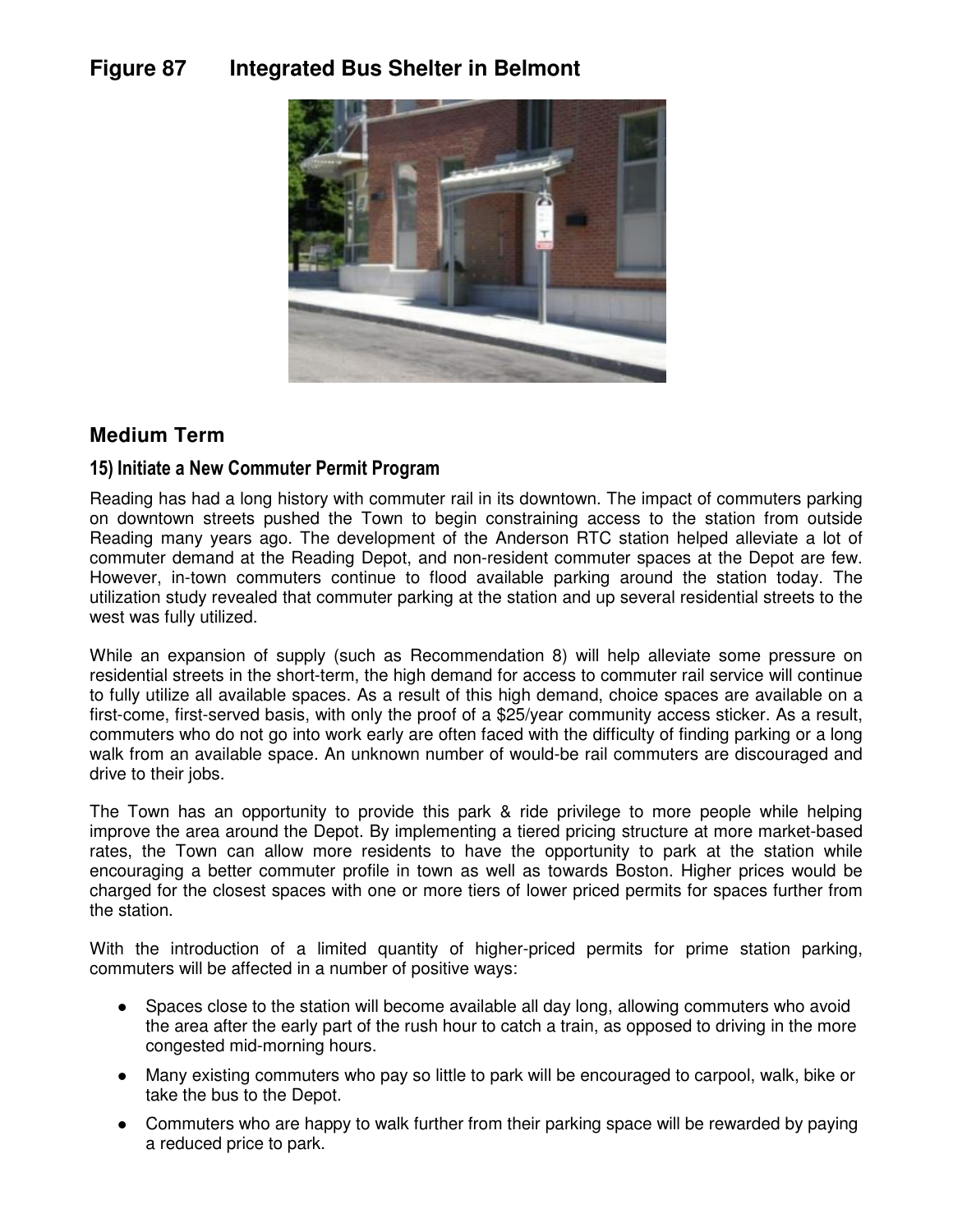## Figure 87 Integrated Bus Shelter in Belmont

### Medium Term

#### 15) Initiate a New Commuter Permit Program

Reading has had a long history with commuter rail in its downtown. The impact of commuters parking on downtown streets pushed the Town to begin constraining access to the station from outside Reading many years ago. The development of the Anderson RTC station helped alleviate a lot of commuter demand at the Reading Depot, and non-resident commuter spaces at the Depot are few. However, in-town commuters continue to flood available parking around the station today. The utilization study revealed that commuter parking at the station and up several residential streets to the west was fully utilized.

While an expansion of supply (such as Recommendation 8) will help alleviate some pressure on residential streets in the short-term, the high demand for access to commuter rail service will continue to fully utilize all available spaces. As a result of this high demand, choice spaces are available on a first-come, first-served basis, with only the proof of a $25/year community access sticker. As a result, commuters who do not go into work early are often faced with the difficulty of finding parking or a long walk from an available space. An unknown number of would-be rail commuters are discouraged and drive to their jobs.

The Town has an opportunity to provide this park & ride privilege to more people while helping improve the area around the Depot. By implementing a tiered pricing structure at more market-based rates, the Town can allow more residents to have the opportunity to park at the station while encouraging a better commuter profile in town as well as towards Boston. Higher prices would be charged for the closest spaces with one or more tiers of lower priced permits for spaces further from the station.

With the introduction of a limited quantity of higher-priced permits for prime station parking, commuters will be affected in a number of positive ways:

- Spaces close to the station will become available all day long, allowing commuters who avoid the area after the early part of the rush hour to catch a train, as opposed to driving in the more congested mid-morning hours.
- Many existing commuters who pay so little to park will be encouraged to carpool, walk, bike or take the bus to the Depot.
- Commuters who are happy to walk further from their parking space will be rewarded by paying a reduced price to park.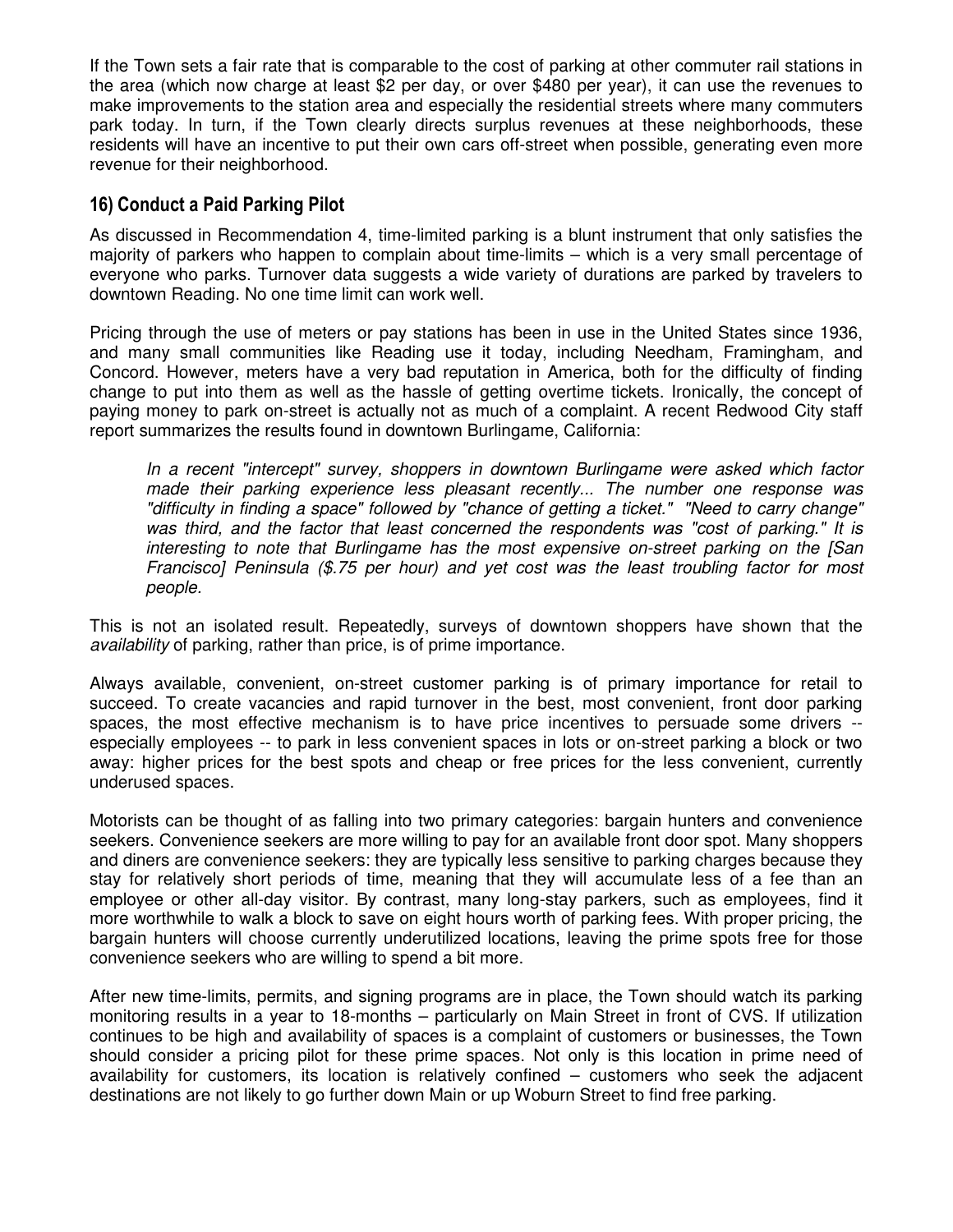If the Town sets a fair rate that is comparable to the cost of parking at other commuter rail stations in the area (which now charge at least $2 per day, or over $480 per year), it can use the revenues to make improvements to the station area and especially the residential streets where many commuters park today. In turn, if the Town clearly directs surplus revenues at these neighborhoods, these residents will have an incentive to put their own cars off-street when possible, generating even more revenue for their neighborhood.

## 16) Conduct a Paid Parking Pilot

As discussed in Recommendation 4, time-limited parking is a blunt instrument that only satisfies the majority of parkers who happen to complain about time-limits – which is a very small percentage of everyone who parks. Turnover data suggests a wide variety of durations are parked by travelers to downtown Reading. No one time limit can work well.

Pricing through the use of meters or pay stations has been in use in the United States since 1936, and many small communities like Reading use it today, including Needham, Framingham, and Concord. However, meters have a very bad reputation in America, both for the difficulty of finding change to put into them as well as the hassle of getting overtime tickets. Ironically, the concept of paying money to park on-street is actually not as much of a complaint. A recent Redwood City staff report summarizes the results found in downtown Burlingame, California:

> *In a recent "intercept" survey, shoppers in downtown Burlingame were asked which factor made their parking experience less pleasant recently... The number one response was "difficulty in finding a space" followed by "chance of getting a ticket." "Need to carry change" was third, and the factor that least concerned the respondents was "cost of parking." It is interesting to note that Burlingame has the most expensive on-street parking on the [San Francisco] Peninsula ($.75 per hour) and yet cost was the least troubling factor for most people.*

This is not an isolated result. Repeatedly, surveys of downtown shoppers have shown that the *availability* of parking, rather than price, is of prime importance.

Always available, convenient, on-street customer parking is of primary importance for retail to succeed. To create vacancies and rapid turnover in the best, most convenient, front door parking spaces, the most effective mechanism is to have price incentives to persuade some drivers -- especially employees -- to park in less convenient spaces in lots or on-street parking a block or two away: higher prices for the best spots and cheap or free prices for the less convenient, currently underused spaces.

Motorists can be thought of as falling into two primary categories: bargain hunters and convenience seekers. Convenience seekers are more willing to pay for an available front door spot. Many shoppers and diners are convenience seekers: they are typically less sensitive to parking charges because they stay for relatively short periods of time, meaning that they will accumulate less of a fee than an employee or other all-day visitor. By contrast, many long-stay parkers, such as employees, find it more worthwhile to walk a block to save on eight hours worth of parking fees. With proper pricing, the bargain hunters will choose currently underutilized locations, leaving the prime spots free for those convenience seekers who are willing to spend a bit more.

After new time-limits, permits, and signing programs are in place, the Town should watch its parking monitoring results in a year to 18-months – particularly on Main Street in front of CVS. If utilization continues to be high and availability of spaces is a complaint of customers or businesses, the Town should consider a pricing pilot for these prime spaces. Not only is this location in prime need of availability for customers, its location is relatively confined – customers who seek the adjacent destinations are not likely to go further down Main or up Woburn Street to find free parking.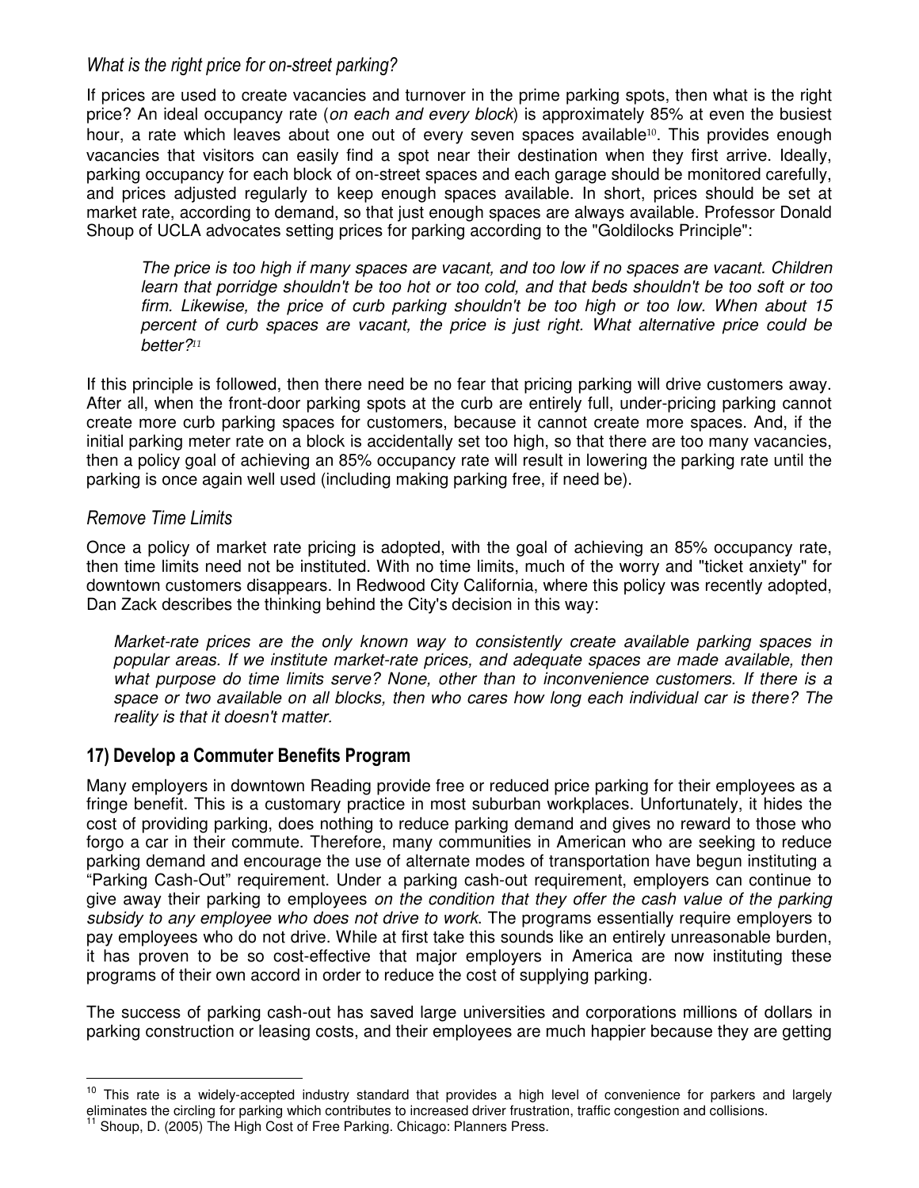### *What is the right price for on-street parking?*

If prices are used to create vacancies and turnover in the prime parking spots, then what is the right price? An ideal occupancy rate (*on each and every block*) is approximately 85% at even the busiest hour, a rate which leaves about one out of every seven spaces available[10]. This provides enough vacancies that visitors can easily find a spot near their destination when they first arrive. Ideally, parking occupancy for each block of on-street spaces and each garage should be monitored carefully, and prices adjusted regularly to keep enough spaces available. In short, prices should be set at market rate, according to demand, so that just enough spaces are always available. Professor Donald Shoup of UCLA advocates setting prices for parking according to the "Goldilocks Principle":

> *The price is too high if many spaces are vacant, and too low if no spaces are vacant. Children learn that porridge shouldn't be too hot or too cold, and that beds shouldn't be too soft or too firm. Likewise, the price of curb parking shouldn't be too high or too low. When about 15 percent of curb spaces are vacant, the price is just right. What alternative price could be better?*[11]

If this principle is followed, then there need be no fear that pricing parking will drive customers away. After all, when the front-door parking spots at the curb are entirely full, under-pricing parking cannot create more curb parking spaces for customers, because it cannot create more spaces. And, if the initial parking meter rate on a block is accidentally set too high, so that there are too many vacancies, then a policy goal of achieving an 85% occupancy rate will result in lowering the parking rate until the parking is once again well used (including making parking free, if need be).

### *Remove Time Limits*

Once a policy of market rate pricing is adopted, with the goal of achieving an 85% occupancy rate, then time limits need not be instituted. With no time limits, much of the worry and "ticket anxiety" for downtown customers disappears. In Redwood City California, where this policy was recently adopted, Dan Zack describes the thinking behind the City's decision in this way:

> *Market-rate prices are the only known way to consistently create available parking spaces in popular areas. If we institute market-rate prices, and adequate spaces are made available, then what purpose do time limits serve? None, other than to inconvenience customers. If there is a space or two available on all blocks, then who cares how long each individual car is there? The reality is that it doesn't matter.*

## 17) Develop a Commuter Benefits Program

Many employers in downtown Reading provide free or reduced price parking for their employees as a fringe benefit. This is a customary practice in most suburban workplaces. Unfortunately, it hides the cost of providing parking, does nothing to reduce parking demand and gives no reward to those who forgo a car in their commute. Therefore, many communities in American who are seeking to reduce parking demand and encourage the use of alternate modes of transportation have begun instituting a "Parking Cash-Out" requirement. Under a parking cash-out requirement, employers can continue to give away their parking to employees *on the condition that they offer the cash value of the parking subsidy to any employee who does not drive to work*. The programs essentially require employers to pay employees who do not drive. While at first take this sounds like an entirely unreasonable burden, it has proven to be so cost-effective that major employers in America are now instituting these programs of their own accord in order to reduce the cost of supplying parking.

The success of parking cash-out has saved large universities and corporations millions of dollars in parking construction or leasing costs, and their employees are much happier because they are getting

---

[10] This rate is a widely-accepted industry standard that provides a high level of convenience for parkers and largely eliminates the circling for parking which contributes to increased driver frustration, traffic congestion and collisions.

[11] Shoup, D. (2005) The High Cost of Free Parking. Chicago: Planners Press.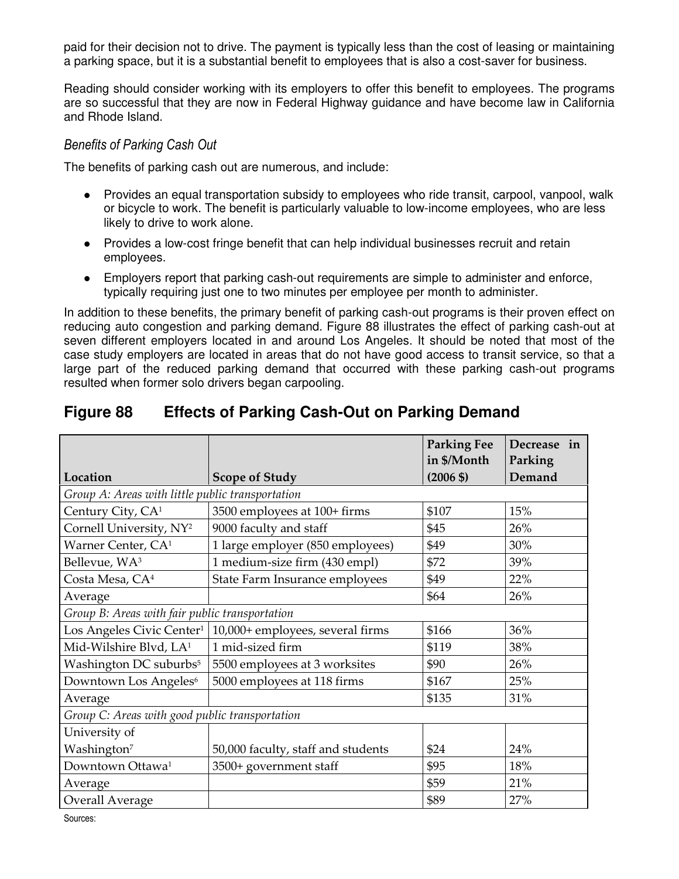paid for their decision not to drive. The payment is typically less than the cost of leasing or maintaining a parking space, but it is a substantial benefit to employees that is also a cost-saver for business.

Reading should consider working with its employers to offer this benefit to employees. The programs are so successful that they are now in Federal Highway guidance and have become law in California and Rhode Island.

### *Benefits of Parking Cash Out*

The benefits of parking cash out are numerous, and include:

- Provides an equal transportation subsidy to employees who ride transit, carpool, vanpool, walk or bicycle to work. The benefit is particularly valuable to low-income employees, who are less likely to drive to work alone.
- Provides a low-cost fringe benefit that can help individual businesses recruit and retain employees.
- Employers report that parking cash-out requirements are simple to administer and enforce, typically requiring just one to two minutes per employee per month to administer.

In addition to these benefits, the primary benefit of parking cash-out programs is their proven effect on reducing auto congestion and parking demand. Figure 88 illustrates the effect of parking cash-out at seven different employers located in and around Los Angeles. It should be noted that most of the case study employers are located in areas that do not have good access to transit service, so that a large part of the reduced parking demand that occurred with these parking cash-out programs resulted when former solo drivers began carpooling.

## Figure 88 Effects of Parking Cash-Out on Parking Demand

| Location | Scope of Study | Parking Fee in $/Month (2006 $) | Decrease in Parking Demand |
|---|---|---|---|
| *Group A: Areas with little public transportation* | | | |
| Century City, CA[1] | 3500 employees at 100+ firms | $107 | 15% |
| Cornell University, NY[2] | 9000 faculty and staff | $45 | 26% |
| Warner Center, CA[1] | 1 large employer (850 employees) | $49 | 30% |
| Bellevue, WA[3] | 1 medium-size firm (430 empl) | $72 | 39% |
| Costa Mesa, CA[4] | State Farm Insurance employees | $49 | 22% |
| Average | | $64 | 26% |
| *Group B: Areas with fair public transportation* | | | |
| Los Angeles Civic Center[1] | 10,000+ employees, several firms | $166 | 36% |
| Mid-Wilshire Blvd, LA[1] | 1 mid-sized firm | $119 | 38% |
| Washington DC suburbs[5] | 5500 employees at 3 worksites | $90 | 26% |
| Downtown Los Angeles[6] | 5000 employees at 118 firms | $167 | 25% |
| Average | | $135 | 31% |
| *Group C: Areas with good public transportation* | | | |
| University of Washington[7] | 50,000 faculty, staff and students | $24 | 24% |
| Downtown Ottawa[1] | 3500+ government staff | $95 | 18% |
| Average | | $59 | 21% |
| Overall Average | | $89 | 27% |

Sources: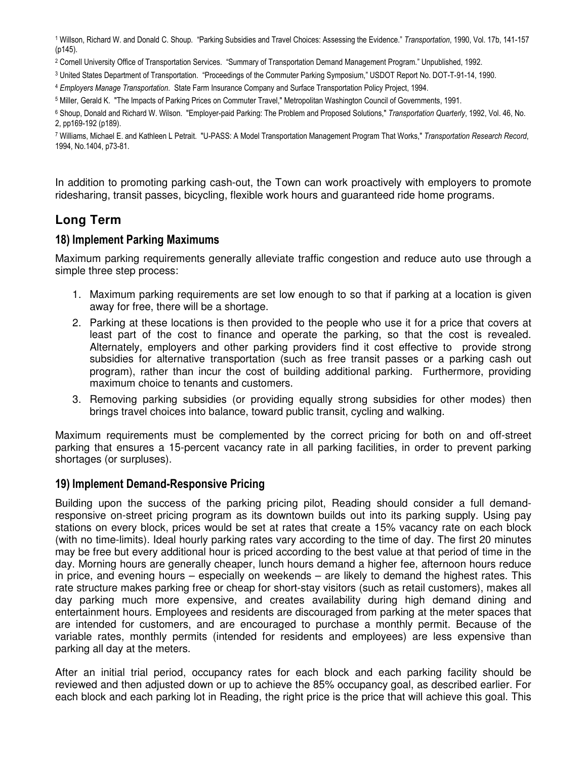[1] Willson, Richard W. and Donald C. Shoup. "Parking Subsidies and Travel Choices: Assessing the Evidence." *Transportation*, 1990, Vol. 17b, 141-157 (p145).

[2] Cornell University Office of Transportation Services. "Summary of Transportation Demand Management Program." Unpublished, 1992.

[3] United States Department of Transportation. "Proceedings of the Commuter Parking Symposium," USDOT Report No. DOT-T-91-14, 1990.

[4] *Employers Manage Transportation*. State Farm Insurance Company and Surface Transportation Policy Project, 1994.

[5] Miller, Gerald K. "The Impacts of Parking Prices on Commuter Travel," Metropolitan Washington Council of Governments, 1991.

[6] Shoup, Donald and Richard W. Wilson. "Employer-paid Parking: The Problem and Proposed Solutions," *Transportation Quarterly*, 1992, Vol. 46, No. 2, pp169-192 (p189).

[7] Williams, Michael E. and Kathleen L Petrait. "U-PASS: A Model Transportation Management Program That Works," *Transportation Research Record*, 1994, No.1404, p73-81.

In addition to promoting parking cash-out, the Town can work proactively with employers to promote ridesharing, transit passes, bicycling, flexible work hours and guaranteed ride home programs.

## Long Term

### 18) Implement Parking Maximums

Maximum parking requirements generally alleviate traffic congestion and reduce auto use through a simple three step process:

1. Maximum parking requirements are set low enough to so that if parking at a location is given away for free, there will be a shortage.
2. Parking at these locations is then provided to the people who use it for a price that covers at least part of the cost to finance and operate the parking, so that the cost is revealed. Alternately, employers and other parking providers find it cost effective to provide strong subsidies for alternative transportation (such as free transit passes or a parking cash out program), rather than incur the cost of building additional parking. Furthermore, providing maximum choice to tenants and customers.
3. Removing parking subsidies (or providing equally strong subsidies for other modes) then brings travel choices into balance, toward public transit, cycling and walking.

Maximum requirements must be complemented by the correct pricing for both on and off-street parking that ensures a 15-percent vacancy rate in all parking facilities, in order to prevent parking shortages (or surpluses).

### 19) Implement Demand-Responsive Pricing

Building upon the success of the parking pricing pilot, Reading should consider a full demand-responsive on-street pricing program as its downtown builds out into its parking supply. Using pay stations on every block, prices would be set at rates that create a 15% vacancy rate on each block (with no time-limits). Ideal hourly parking rates vary according to the time of day. The first 20 minutes may be free but every additional hour is priced according to the best value at that period of time in the day. Morning hours are generally cheaper, lunch hours demand a higher fee, afternoon hours reduce in price, and evening hours – especially on weekends – are likely to demand the highest rates. This rate structure makes parking free or cheap for short-stay visitors (such as retail customers), makes all day parking much more expensive, and creates availability during high demand dining and entertainment hours. Employees and residents are discouraged from parking at the meter spaces that are intended for customers, and are encouraged to purchase a monthly permit. Because of the variable rates, monthly permits (intended for residents and employees) are less expensive than parking all day at the meters.

After an initial trial period, occupancy rates for each block and each parking facility should be reviewed and then adjusted down or up to achieve the 85% occupancy goal, as described earlier. For each block and each parking lot in Reading, the right price is the price that will achieve this goal. This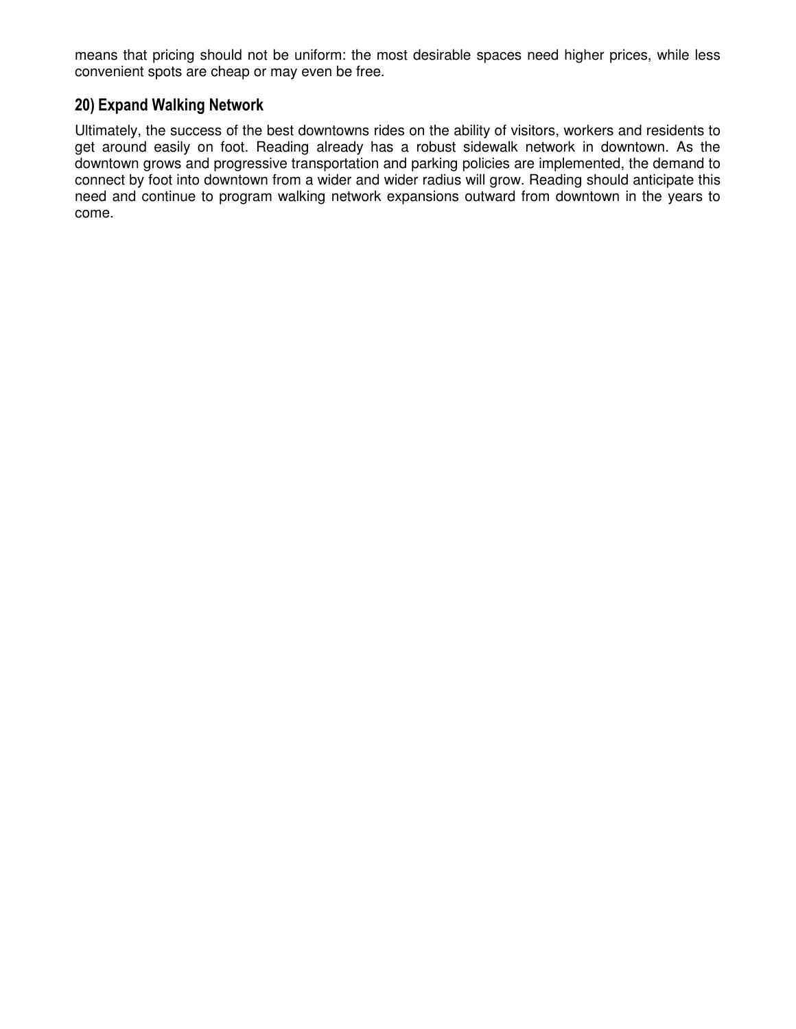means that pricing should not be uniform: the most desirable spaces need higher prices, while less convenient spots are cheap or may even be free.

## 20) Expand Walking Network

Ultimately, the success of the best downtowns rides on the ability of visitors, workers and residents to get around easily on foot. Reading already has a robust sidewalk network in downtown. As the downtown grows and progressive transportation and parking policies are implemented, the demand to connect by foot into downtown from a wider and wider radius will grow. Reading should anticipate this need and continue to program walking network expansions outward from downtown in the years to come.